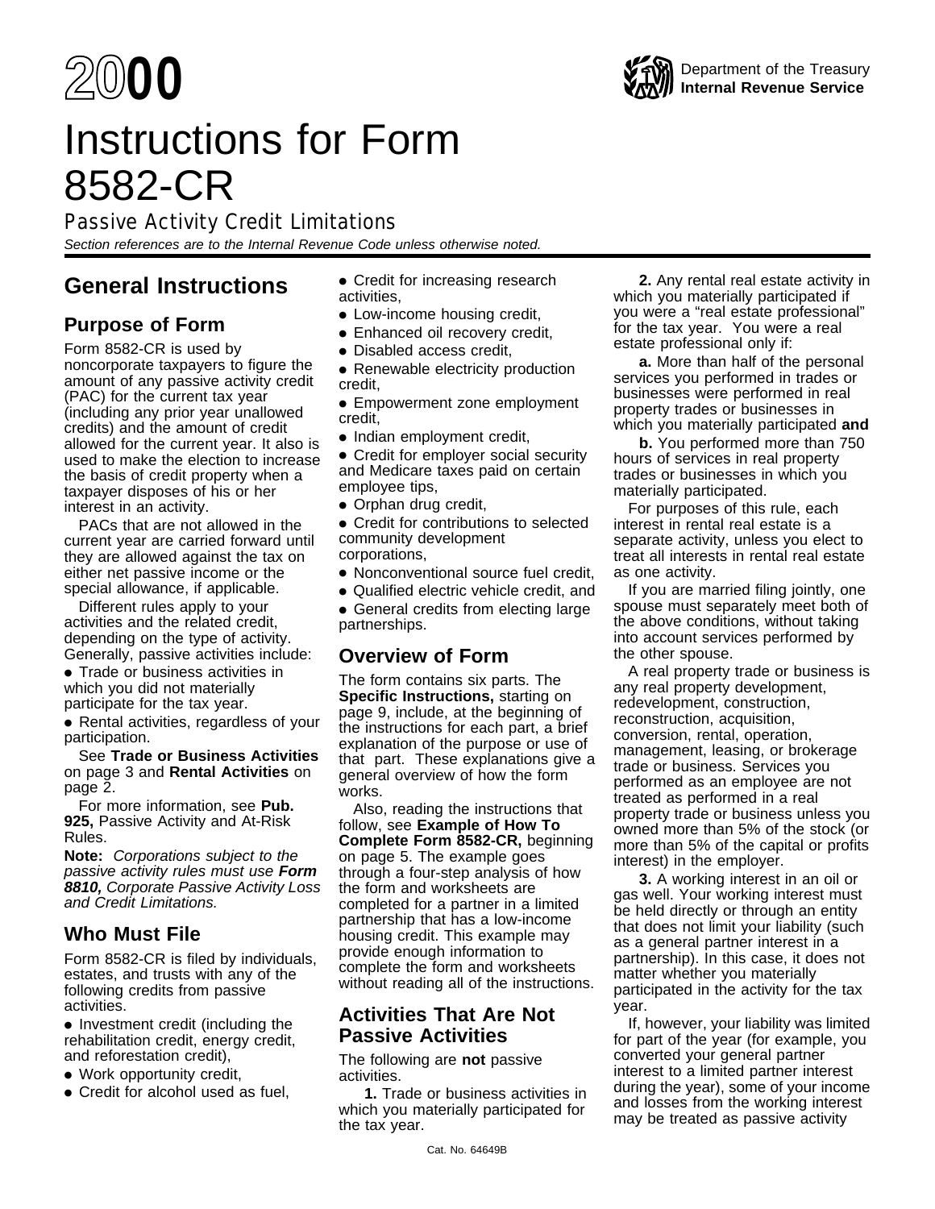# 2000

Department of the Treasury
**Internal Revenue Service**

# Instructions for Form 8582-CR

## Passive Activity Credit Limitations

*Section references are to the Internal Revenue Code unless otherwise noted.*

## General Instructions

### Purpose of Form

Form 8582-CR is used by noncorporate taxpayers to figure the amount of any passive activity credit (PAC) for the current tax year (including any prior year unallowed credits) and the amount of credit allowed for the current year. It also is used to make the election to increase the basis of credit property when a taxpayer disposes of his or her interest in an activity.

PACs that are not allowed in the current year are carried forward until they are allowed against the tax on either net passive income or the special allowance, if applicable.

Different rules apply to your activities and the related credit, depending on the type of activity. Generally, passive activities include:

- Trade or business activities in which you did not materially participate for the tax year.
- Rental activities, regardless of your participation.

See **Trade or Business Activities** on page 3 and **Rental Activities** on page 2.

For more information, see **Pub. 925,** Passive Activity and At-Risk Rules.

**Note:** *Corporations subject to the passive activity rules must use* ***Form 8810,*** *Corporate Passive Activity Loss and Credit Limitations.*

### Who Must File

Form 8582-CR is filed by individuals, estates, and trusts with any of the following credits from passive activities.

- Investment credit (including the rehabilitation credit, energy credit, and reforestation credit),
- Work opportunity credit,
- Credit for alcohol used as fuel,
- Credit for increasing research activities,
- Low-income housing credit,
- Enhanced oil recovery credit,
- Disabled access credit,
- Renewable electricity production credit,
- Empowerment zone employment credit,
- Indian employment credit,
- Credit for employer social security and Medicare taxes paid on certain employee tips,
- Orphan drug credit,
- Credit for contributions to selected community development corporations,
- Nonconventional source fuel credit,
- Qualified electric vehicle credit, and
- General credits from electing large partnerships.

### Overview of Form

The form contains six parts. The **Specific Instructions,** starting on page 9, include, at the beginning of the instructions for each part, a brief explanation of the purpose or use of that part. These explanations give a general overview of how the form works.

Also, reading the instructions that follow, see **Example of How To Complete Form 8582-CR,** beginning on page 5. The example goes through a four-step analysis of how the form and worksheets are completed for a partner in a limited partnership that has a low-income housing credit. This example may provide enough information to complete the form and worksheets without reading all of the instructions.

### Activities That Are Not Passive Activities

The following are **not** passive activities.

**1.** Trade or business activities in which you materially participated for the tax year.

**2.** Any rental real estate activity in which you materially participated if you were a "real estate professional" for the tax year. You were a real estate professional only if:

**a.** More than half of the personal services you performed in trades or businesses were performed in real property trades or businesses in which you materially participated **and**

**b.** You performed more than 750 hours of services in real property trades or businesses in which you materially participated.

For purposes of this rule, each interest in rental real estate is a separate activity, unless you elect to treat all interests in rental real estate as one activity.

If you are married filing jointly, one spouse must separately meet both of the above conditions, without taking into account services performed by the other spouse.

A real property trade or business is any real property development, redevelopment, construction, reconstruction, acquisition, conversion, rental, operation, management, leasing, or brokerage trade or business. Services you performed as an employee are not treated as performed in a real property trade or business unless you owned more than 5% of the stock (or more than 5% of the capital or profits interest) in the employer.

**3.** A working interest in an oil or gas well. Your working interest must be held directly or through an entity that does not limit your liability (such as a general partner interest in a partnership). In this case, it does not matter whether you materially participated in the activity for the tax year.

If, however, your liability was limited for part of the year (for example, you converted your general partner interest to a limited partner interest during the year), some of your income and losses from the working interest may be treated as passive activity

Cat. No. 64649B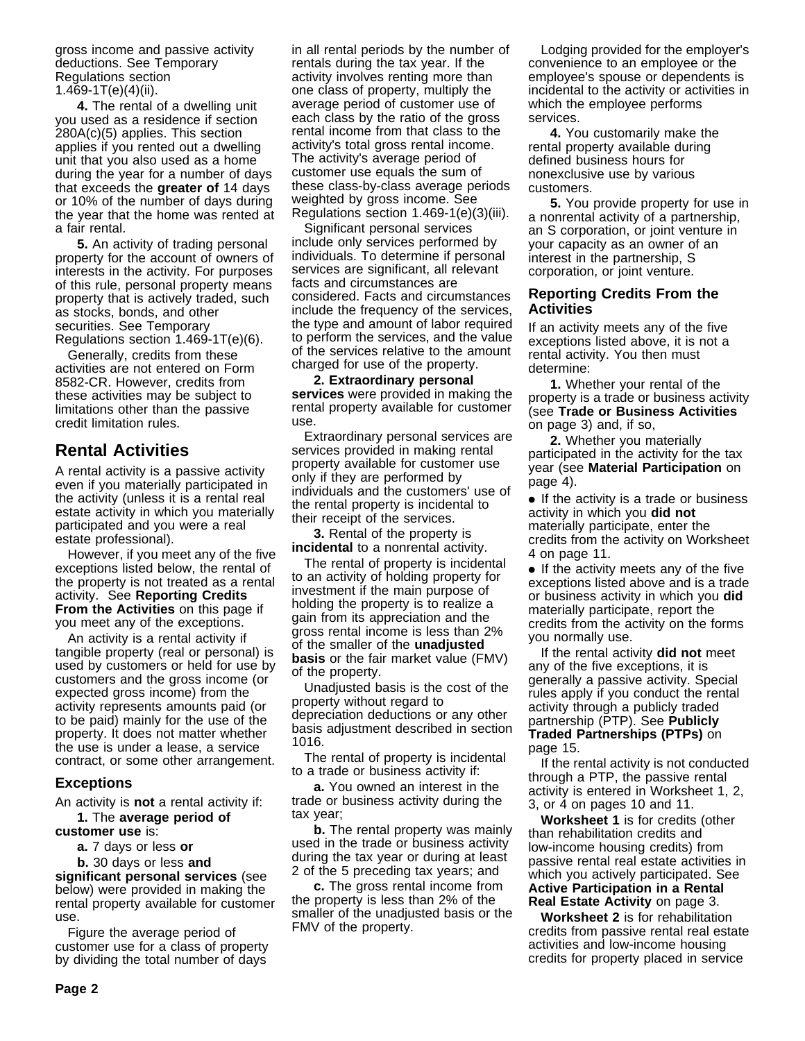gross income and passive activity deductions. See Temporary Regulations section 1.469-1T(e)(4)(ii).

**4.** The rental of a dwelling unit you used as a residence if section 280A(c)(5) applies. This section applies if you rented out a dwelling unit that you also used as a home during the year for a number of days that exceeds the **greater of** 14 days or 10% of the number of days during the year that the home was rented at a fair rental.

**5.** An activity of trading personal property for the account of owners of interests in the activity. For purposes of this rule, personal property means property that is actively traded, such as stocks, bonds, and other securities. See Temporary Regulations section 1.469-1T(e)(6).

Generally, credits from these activities are not entered on Form 8582-CR. However, credits from these activities may be subject to limitations other than the passive credit limitation rules.

## Rental Activities

A rental activity is a passive activity even if you materially participated in the activity (unless it is a rental real estate activity in which you materially participated and you were a real estate professional).

However, if you meet any of the five exceptions listed below, the rental of the property is not treated as a rental activity. See **Reporting Credits From the Activities** on this page if you meet any of the exceptions.

An activity is a rental activity if tangible property (real or personal) is used by customers or held for use by customers and the gross income (or expected gross income) from the activity represents amounts paid (or to be paid) mainly for the use of the property. It does not matter whether the use is under a lease, a service contract, or some other arrangement.

### Exceptions

An activity is **not** a rental activity if:

**1.** The **average period of customer use** is:

**a.** 7 days or less **or**

**b.** 30 days or less **and significant personal services** (see below) were provided in making the rental property available for customer use.

Figure the average period of customer use for a class of property by dividing the total number of days in all rental periods by the number of rentals during the tax year. If the activity involves renting more than one class of property, multiply the average period of customer use of each class by the ratio of the gross rental income from that class to the activity's total gross rental income. The activity's average period of customer use equals the sum of these class-by-class average periods weighted by gross income. See Regulations section 1.469-1(e)(3)(iii).

Significant personal services include only services performed by individuals. To determine if personal services are significant, all relevant facts and circumstances are considered. Facts and circumstances include the frequency of the services, the type and amount of labor required to perform the services, and the value of the services relative to the amount charged for use of the property.

**2. Extraordinary personal services** were provided in making the rental property available for customer use.

Extraordinary personal services are services provided in making rental property available for customer use only if they are performed by individuals and the customers' use of the rental property is incidental to their receipt of the services.

**3.** Rental of the property is **incidental** to a nonrental activity.

The rental of property is incidental to an activity of holding property for investment if the main purpose of holding the property is to realize a gain from its appreciation and the gross rental income is less than 2% of the smaller of the **unadjusted basis** or the fair market value (FMV) of the property.

Unadjusted basis is the cost of the property without regard to depreciation deductions or any other basis adjustment described in section 1016.

The rental of property is incidental to a trade or business activity if:

**a.** You owned an interest in the trade or business activity during the tax year;

**b.** The rental property was mainly used in the trade or business activity during the tax year or during at least 2 of the 5 preceding tax years; and

**c.** The gross rental income from the property is less than 2% of the smaller of the unadjusted basis or the FMV of the property.

Lodging provided for the employer's convenience to an employee or the employee's spouse or dependents is incidental to the activity or activities in which the employee performs services.

**4.** You customarily make the rental property available during defined business hours for nonexclusive use by various customers.

**5.** You provide property for use in a nonrental activity of a partnership, an S corporation, or joint venture in your capacity as an owner of an interest in the partnership, S corporation, or joint venture.

### Reporting Credits From the Activities

If an activity meets any of the five exceptions listed above, it is not a rental activity. You then must determine:

**1.** Whether your rental of the property is a trade or business activity (see **Trade or Business Activities** on page 3) and, if so,

**2.** Whether you materially participated in the activity for the tax year (see **Material Participation** on page 4).

- If the activity is a trade or business activity in which you **did not** materially participate, enter the credits from the activity on Worksheet 4 on page 11.
- If the activity meets any of the five exceptions listed above and is a trade or business activity in which you **did** materially participate, report the credits from the activity on the forms you normally use.

If the rental activity **did not** meet any of the five exceptions, it is generally a passive activity. Special rules apply if you conduct the rental activity through a publicly traded partnership (PTP). See **Publicly Traded Partnerships (PTPs)** on page 15.

If the rental activity is not conducted through a PTP, the passive rental activity is entered in Worksheet 1, 2, 3, or 4 on pages 10 and 11.

**Worksheet 1** is for credits (other than rehabilitation credits and low-income housing credits) from passive rental real estate activities in which you actively participated. See **Active Participation in a Rental Real Estate Activity** on page 3.

**Worksheet 2** is for rehabilitation credits from passive rental real estate activities and low-income housing credits for property placed in service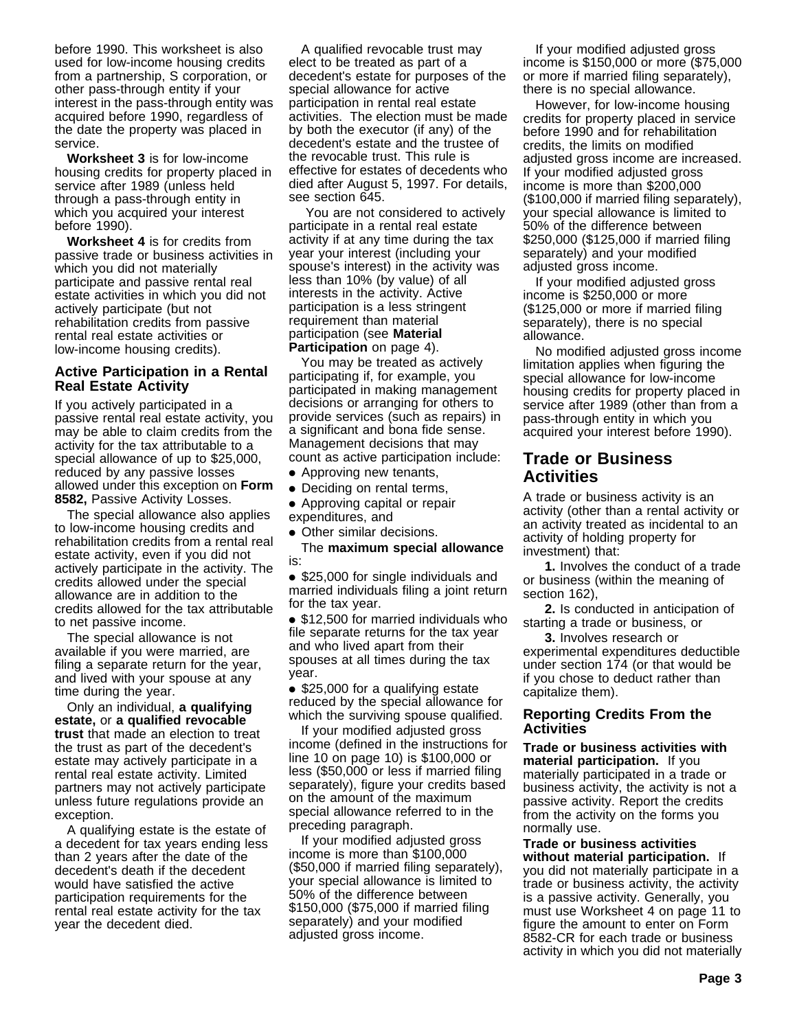before 1990. This worksheet is also used for low-income housing credits from a partnership, S corporation, or other pass-through entity if your interest in the pass-through entity was acquired before 1990, regardless of the date the property was placed in service.

**Worksheet 3** is for low-income housing credits for property placed in service after 1989 (unless held through a pass-through entity in which you acquired your interest before 1990).

**Worksheet 4** is for credits from passive trade or business activities in which you did not materially participate and passive rental real estate activities in which you did not actively participate (but not rehabilitation credits from passive rental real estate activities or low-income housing credits).

### Active Participation in a Rental Real Estate Activity

If you actively participated in a passive rental real estate activity, you may be able to claim credits from the activity for the tax attributable to a special allowance of up to $25,000, reduced by any passive losses allowed under this exception on **Form 8582,** Passive Activity Losses.

The special allowance also applies to low-income housing credits and rehabilitation credits from a rental real estate activity, even if you did not actively participate in the activity. The credits allowed under the special allowance are in addition to the credits allowed for the tax attributable to net passive income.

The special allowance is not available if you were married, are filing a separate return for the year, and lived with your spouse at any time during the year.

Only an individual, **a qualifying estate,** or **a qualified revocable trust** that made an election to treat the trust as part of the decedent's estate may actively participate in a rental real estate activity. Limited partners may not actively participate unless future regulations provide an exception.

A qualifying estate is the estate of a decedent for tax years ending less than 2 years after the date of the decedent's death if the decedent would have satisfied the active participation requirements for the rental real estate activity for the tax year the decedent died.

A qualified revocable trust may elect to be treated as part of a decedent's estate for purposes of the special allowance for active participation in rental real estate activities. The election must be made by both the executor (if any) of the decedent's estate and the trustee of the revocable trust. This rule is effective for estates of decedents who died after August 5, 1997. For details, see section 645.

You are not considered to actively participate in a rental real estate activity if at any time during the tax year your interest (including your spouse's interest) in the activity was less than 10% (by value) of all interests in the activity. Active participation is a less stringent requirement than material participation (see **Material Participation** on page 4).

You may be treated as actively participating if, for example, you participated in making management decisions or arranging for others to provide services (such as repairs) in a significant and bona fide sense. Management decisions that may count as active participation include:

- Approving new tenants,
- Deciding on rental terms,
- Approving capital or repair expenditures, and
- Other similar decisions.

The **maximum special allowance** is:

- $25,000 for single individuals and married individuals filing a joint return for the tax year.
- $12,500 for married individuals who file separate returns for the tax year and who lived apart from their spouses at all times during the tax year.
- $25,000 for a qualifying estate reduced by the special allowance for which the surviving spouse qualified.

If your modified adjusted gross income (defined in the instructions for line 10 on page 10) is $100,000 or less ($50,000 or less if married filing separately), figure your credits based on the amount of the maximum special allowance referred to in the preceding paragraph.

If your modified adjusted gross income is more than $100,000 ($50,000 if married filing separately), your special allowance is limited to 50% of the difference between $150,000 ($75,000 if married filing separately) and your modified adjusted gross income.

If your modified adjusted gross income is $150,000 or more ($75,000 or more if married filing separately), there is no special allowance.

However, for low-income housing credits for property placed in service before 1990 and for rehabilitation credits, the limits on modified adjusted gross income are increased. If your modified adjusted gross income is more than $200,000 ($100,000 if married filing separately), your special allowance is limited to 50% of the difference between $250,000 ($125,000 if married filing separately) and your modified adjusted gross income.

If your modified adjusted gross income is $250,000 or more ($125,000 or more if married filing separately), there is no special allowance.

No modified adjusted gross income limitation applies when figuring the special allowance for low-income housing credits for property placed in service after 1989 (other than from a pass-through entity in which you acquired your interest before 1990).

## Trade or Business Activities

A trade or business activity is an activity (other than a rental activity or an activity treated as incidental to an activity of holding property for investment) that:

**1.** Involves the conduct of a trade or business (within the meaning of section 162),

**2.** Is conducted in anticipation of starting a trade or business, or

**3.** Involves research or experimental expenditures deductible under section 174 (or that would be if you chose to deduct rather than capitalize them).

### Reporting Credits From the Activities

**Trade or business activities with material participation.** If you materially participated in a trade or business activity, the activity is not a passive activity. Report the credits from the activity on the forms you normally use.

**Trade or business activities without material participation.** If you did not materially participate in a trade or business activity, the activity is a passive activity. Generally, you must use Worksheet 4 on page 11 to figure the amount to enter on Form 8582-CR for each trade or business activity in which you did not materially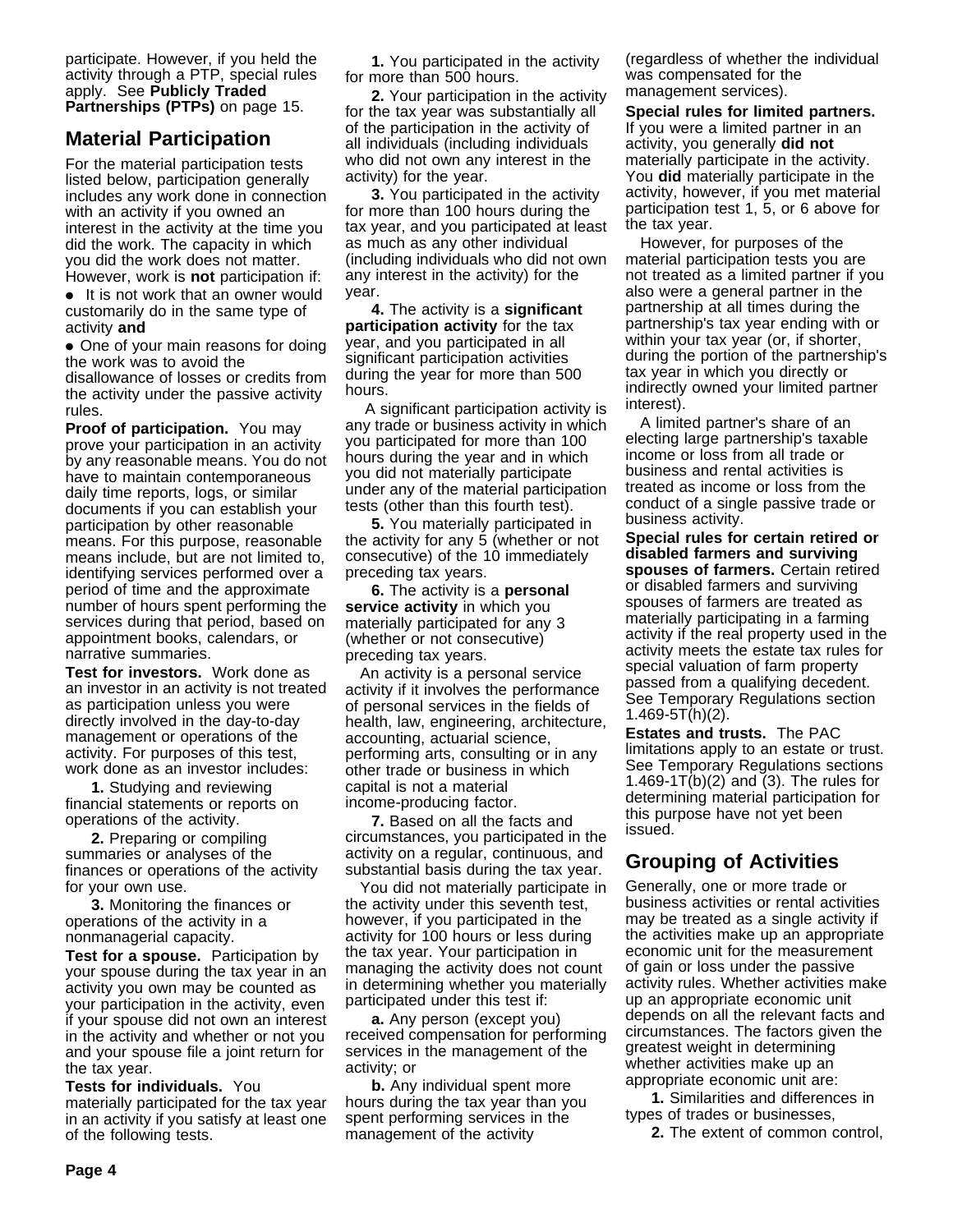participate. However, if you held the activity through a PTP, special rules apply. See **Publicly Traded Partnerships (PTPs)** on page 15.

## Material Participation

For the material participation tests listed below, participation generally includes any work done in connection with an activity if you owned an interest in the activity at the time you did the work. The capacity in which you did the work does not matter. However, work is **not** participation if:

- It is not work that an owner would customarily do in the same type of activity **and**
- One of your main reasons for doing the work was to avoid the disallowance of losses or credits from the activity under the passive activity rules.

**Proof of participation.** You may prove your participation in an activity by any reasonable means. You do not have to maintain contemporaneous daily time reports, logs, or similar documents if you can establish your participation by other reasonable means. For this purpose, reasonable means include, but are not limited to, identifying services performed over a period of time and the approximate number of hours spent performing the services during that period, based on appointment books, calendars, or narrative summaries.

**Test for investors.** Work done as an investor in an activity is not treated as participation unless you were directly involved in the day-to-day management or operations of the activity. For purposes of this test, work done as an investor includes:

**1.** Studying and reviewing financial statements or reports on operations of the activity.

**2.** Preparing or compiling summaries or analyses of the finances or operations of the activity for your own use.

**3.** Monitoring the finances or operations of the activity in a nonmanagerial capacity.

**Test for a spouse.** Participation by your spouse during the tax year in an activity you own may be counted as your participation in the activity, even if your spouse did not own an interest in the activity and whether or not you and your spouse file a joint return for the tax year.

**Tests for individuals.** You materially participated for the tax year in an activity if you satisfy at least one of the following tests.

**1.** You participated in the activity for more than 500 hours.

**2.** Your participation in the activity for the tax year was substantially all of the participation in the activity of all individuals (including individuals who did not own any interest in the activity) for the year.

**3.** You participated in the activity for more than 100 hours during the tax year, and you participated at least as much as any other individual (including individuals who did not own any interest in the activity) for the year.

**4.** The activity is a **significant participation activity** for the tax year, and you participated in all significant participation activities during the year for more than 500 hours.

A significant participation activity is any trade or business activity in which you participated for more than 100 hours during the year and in which you did not materially participate under any of the material participation tests (other than this fourth test).

**5.** You materially participated in the activity for any 5 (whether or not consecutive) of the 10 immediately preceding tax years.

**6.** The activity is a **personal service activity** in which you materially participated for any 3 (whether or not consecutive) preceding tax years.

An activity is a personal service activity if it involves the performance of personal services in the fields of health, law, engineering, architecture, accounting, actuarial science, performing arts, consulting or in any other trade or business in which capital is not a material income-producing factor.

**7.** Based on all the facts and circumstances, you participated in the activity on a regular, continuous, and substantial basis during the tax year.

You did not materially participate in the activity under this seventh test, however, if you participated in the activity for 100 hours or less during the tax year. Your participation in managing the activity does not count in determining whether you materially participated under this test if:

**a.** Any person (except you) received compensation for performing services in the management of the activity; or

**b.** Any individual spent more hours during the tax year than you spent performing services in the management of the activity (regardless of whether the individual was compensated for the management services).

**Special rules for limited partners.** If you were a limited partner in an activity, you generally **did not** materially participate in the activity. You **did** materially participate in the activity, however, if you met material participation test 1, 5, or 6 above for the tax year.

However, for purposes of the material participation tests you are not treated as a limited partner if you also were a general partner in the partnership at all times during the partnership's tax year ending with or within your tax year (or, if shorter, during the portion of the partnership's tax year in which you directly or indirectly owned your limited partner interest).

A limited partner's share of an electing large partnership's taxable income or loss from all trade or business and rental activities is treated as income or loss from the conduct of a single passive trade or business activity.

**Special rules for certain retired or disabled farmers and surviving spouses of farmers.** Certain retired or disabled farmers and surviving spouses of farmers are treated as materially participating in a farming activity if the real property used in the activity meets the estate tax rules for special valuation of farm property passed from a qualifying decedent. See Temporary Regulations section 1.469-5T(h)(2).

**Estates and trusts.** The PAC limitations apply to an estate or trust. See Temporary Regulations sections 1.469-1T(b)(2) and (3). The rules for determining material participation for this purpose have not yet been issued.

## Grouping of Activities

Generally, one or more trade or business activities or rental activities may be treated as a single activity if the activities make up an appropriate economic unit for the measurement of gain or loss under the passive activity rules. Whether activities make up an appropriate economic unit depends on all the relevant facts and circumstances. The factors given the greatest weight in determining whether activities make up an appropriate economic unit are:

**1.** Similarities and differences in types of trades or businesses,

**2.** The extent of common control,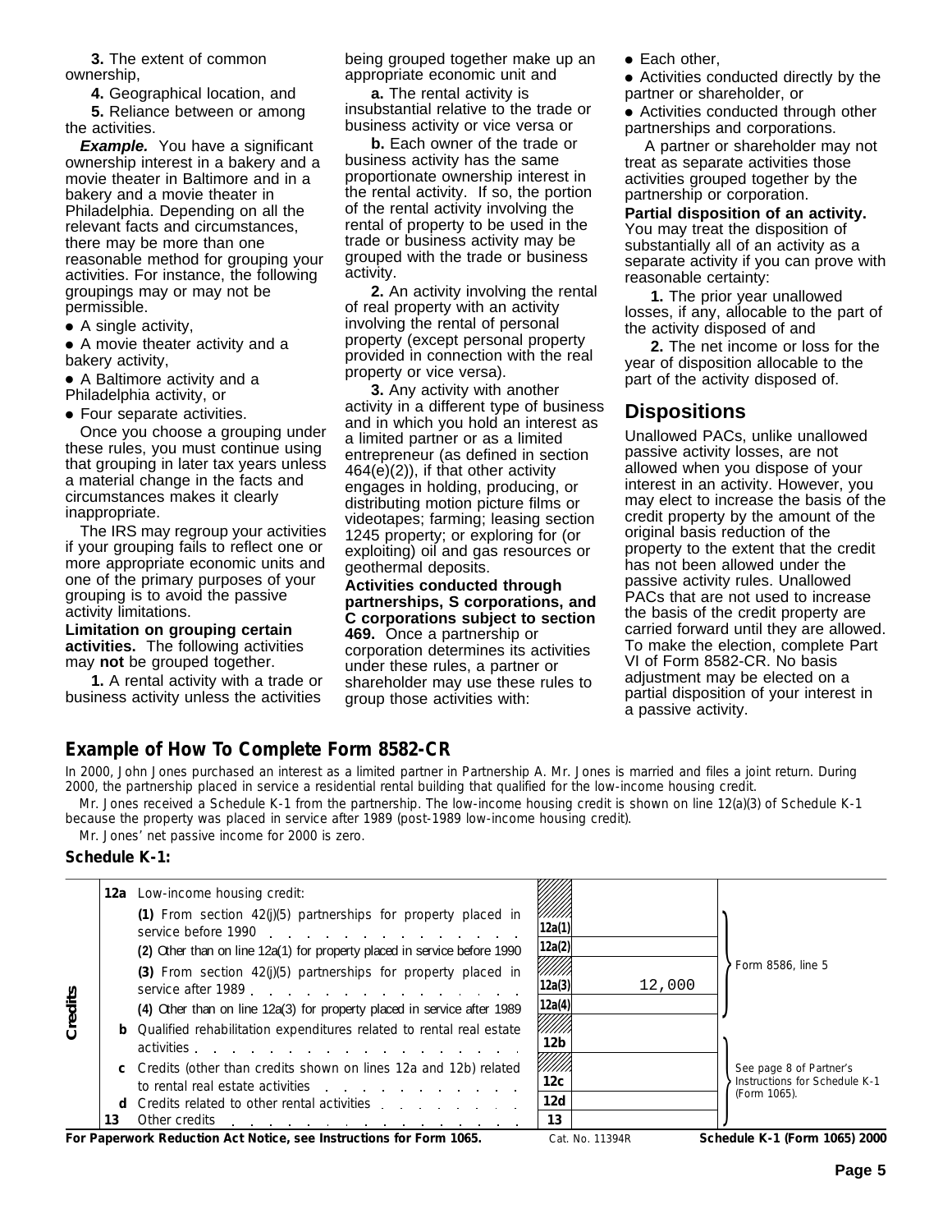**3.** The extent of common ownership,

**4.** Geographical location, and

**5.** Reliance between or among the activities.

***Example.*** You have a significant ownership interest in a bakery and a movie theater in Baltimore and in a bakery and a movie theater in Philadelphia. Depending on all the relevant facts and circumstances, there may be more than one reasonable method for grouping your activities. For instance, the following groupings may or may not be permissible.

- A single activity,
- A movie theater activity and a bakery activity,
- A Baltimore activity and a Philadelphia activity, or
- Four separate activities.

Once you choose a grouping under these rules, you must continue using that grouping in later tax years unless a material change in the facts and circumstances makes it clearly inappropriate.

The IRS may regroup your activities if your grouping fails to reflect one or more appropriate economic units and one of the primary purposes of your grouping is to avoid the passive activity limitations.

**Limitation on grouping certain activities.** The following activities may **not** be grouped together.

**1.** A rental activity with a trade or business activity unless the activities being grouped together make up an appropriate economic unit and

**a.** The rental activity is insubstantial relative to the trade or business activity or vice versa or

**b.** Each owner of the trade or business activity has the same proportionate ownership interest in the rental activity. If so, the portion of the rental activity involving the rental of property to be used in the trade or business activity may be grouped with the trade or business activity.

**2.** An activity involving the rental of real property with an activity involving the rental of personal property (except personal property provided in connection with the real property or vice versa).

**3.** Any activity with another activity in a different type of business and in which you hold an interest as a limited partner or as a limited entrepreneur (as defined in section 464(e)(2)), if that other activity engages in holding, producing, or distributing motion picture films or videotapes; farming; leasing section 1245 property; or exploring for (or exploiting) oil and gas resources or geothermal deposits.

**Activities conducted through partnerships, S corporations, and C corporations subject to section 469.** Once a partnership or corporation determines its activities under these rules, a partner or shareholder may use these rules to group those activities with:

- Each other,
- Activities conducted directly by the partner or shareholder, or
- Activities conducted through other partnerships and corporations.

A partner or shareholder may not treat as separate activities those activities grouped together by the partnership or corporation.

**Partial disposition of an activity.** You may treat the disposition of substantially all of an activity as a separate activity if you can prove with reasonable certainty:

**1.** The prior year unallowed losses, if any, allocable to the part of the activity disposed of and

**2.** The net income or loss for the year of disposition allocable to the part of the activity disposed of.

## Dispositions

Unallowed PACs, unlike unallowed passive activity losses, are not allowed when you dispose of your interest in an activity. However, you may elect to increase the basis of the credit property by the amount of the original basis reduction of the property to the extent that the credit has not been allowed under the passive activity rules. Unallowed PACs that are not used to increase the basis of the credit property are carried forward until they are allowed. To make the election, complete Part VI of Form 8582-CR. No basis adjustment may be elected on a partial disposition of your interest in a passive activity.

## Example of How To Complete Form 8582-CR

In 2000, John Jones purchased an interest as a limited partner in Partnership A. Mr. Jones is married and files a joint return. During 2000, the partnership placed in service a residential rental building that qualified for the low-income housing credit.

Mr. Jones received a Schedule K-1 from the partnership. The low-income housing credit is shown on line 12(a)(3) of Schedule K-1 because the property was placed in service after 1989 (post-1989 low-income housing credit).

Mr. Jones' net passive income for 2000 is zero.

**Schedule K-1:**

| | | | | | |
|---|---|---|---|---|---|
| Credits | **12a** | Low-income housing credit: | | | |
| | | **(1)** From section 42(j)(5) partnerships for property placed in service before 1990 | 12a(1) | | Form 8586, line 5 |
| | | **(2)** Other than on line 12a(1) for property placed in service before 1990 | 12a(2) | | |
| | | **(3)** From section 42(j)(5) partnerships for property placed in service after 1989 | 12a(3) | 12,000 | |
| | | **(4)** Other than on line 12a(3) for property placed in service after 1989 | 12a(4) | | |
| | **b** | Qualified rehabilitation expenditures related to rental real estate activities | 12b | | See page 8 of Partner's Instructions for Schedule K-1 (Form 1065). |
| | **c** | Credits (other than credits shown on lines 12a and 12b) related to rental real estate activities | 12c | | |
| | **d** | Credits related to other rental activities | 12d | | |
| | **13** | Other credits | 13 | | |

**For Paperwork Reduction Act Notice, see Instructions for Form 1065.** Cat. No. 11394R **Schedule K-1 (Form 1065) 2000**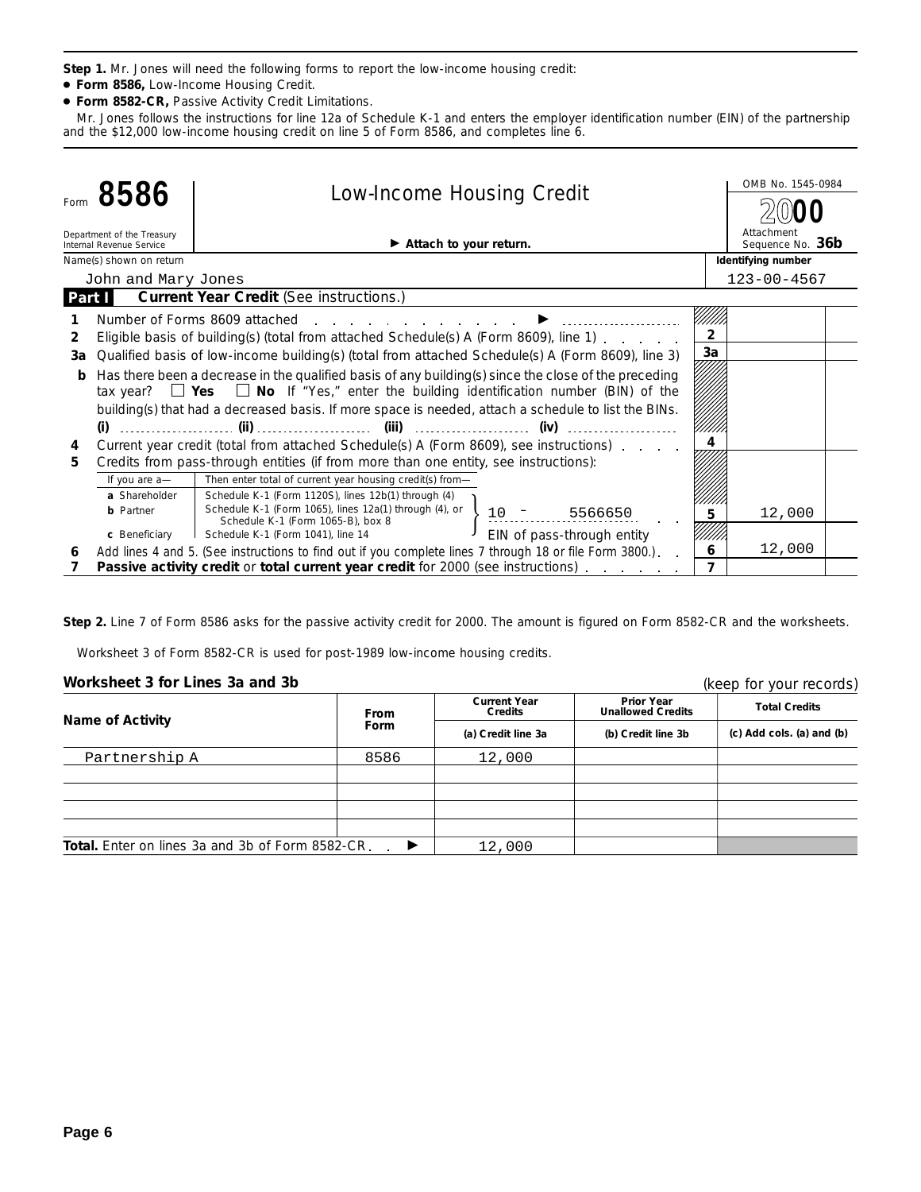**Step 1.** Mr. Jones will need the following forms to report the low-income housing credit:

- **Form 8586,** Low-Income Housing Credit.
- **Form 8582-CR,** Passive Activity Credit Limitations.

Mr. Jones follows the instructions for line 12a of Schedule K-1 and enters the employer identification number (EIN) of the partnership and the $12,000 low-income housing credit on line 5 of Form 8586, and completes line 6.

---

Form **8586** — Low-Income Housing Credit

Department of the Treasury, Internal Revenue Service

► Attach to your return.

OMB No. 1545-0984 — **2000** — Attachment Sequence No. **36b**

Name(s) shown on return: John and Mary Jones

Identifying number: 123-00-4567

**Part I — Current Year Credit** (See instructions.)

| Line | Description | | Amount |
|---|---|---|---|
| 1 | Number of Forms 8609 attached ► | | |
| 2 | Eligible basis of building(s) (total from attached Schedule(s) A (Form 8609), line 1) | 2 | |
| 3a | Qualified basis of low-income building(s) (total from attached Schedule(s) A (Form 8609), line 3) | 3a | |
| b | Has there been a decrease in the qualified basis of any building(s) since the close of the preceding tax year? ☐ **Yes** ☐ **No** If "Yes," enter the building identification number (BIN) of the building(s) that had a decreased basis. If more space is needed, attach a schedule to list the BINs. (i) ........ (ii) ........ (iii) ........ (iv) ........ | | |
| 4 | Current year credit (total from attached Schedule(s) A (Form 8609), see instructions) | 4 | |
| 5 | Credits from pass-through entities (if from more than one entity, see instructions): | | |
| | If you are a— **a** Shareholder: Schedule K-1 (Form 1120S), lines 12b(1) through (4); **b** Partner: Schedule K-1 (Form 1065), lines 12a(1) through (4), or Schedule K-1 (Form 1065-B), box 8; **c** Beneficiary: Schedule K-1 (Form 1041), line 14 — Then enter total of current year housing credit(s) from— 10 – 5566650 (EIN of pass-through entity) | 5 | 12,000 |
| 6 | Add lines 4 and 5. (See instructions to find out if you complete lines 7 through 18 or file Form 3800.) | 6 | 12,000 |
| 7 | **Passive activity credit** or **total current year credit** for 2000 (see instructions) | 7 | |

---

**Step 2.** Line 7 of Form 8586 asks for the passive activity credit for 2000. The amount is figured on Form 8582-CR and the worksheets.

Worksheet 3 of Form 8582-CR is used for post-1989 low-income housing credits.

### Worksheet 3 for Lines 3a and 3b

(keep for your records)

| Name of Activity | From Form | Current Year Credits (a) Credit line 3a | Prior Year Unallowed Credits (b) Credit line 3b | Total Credits (c) Add cols. (a) and (b) |
|---|---|---|---|---|
| Partnership A | 8586 | 12,000 | | |
| | | | | |
| | | | | |
| | | | | |
| | | | | |
| **Total.** Enter on lines 3a and 3b of Form 8582-CR ► | | 12,000 | | |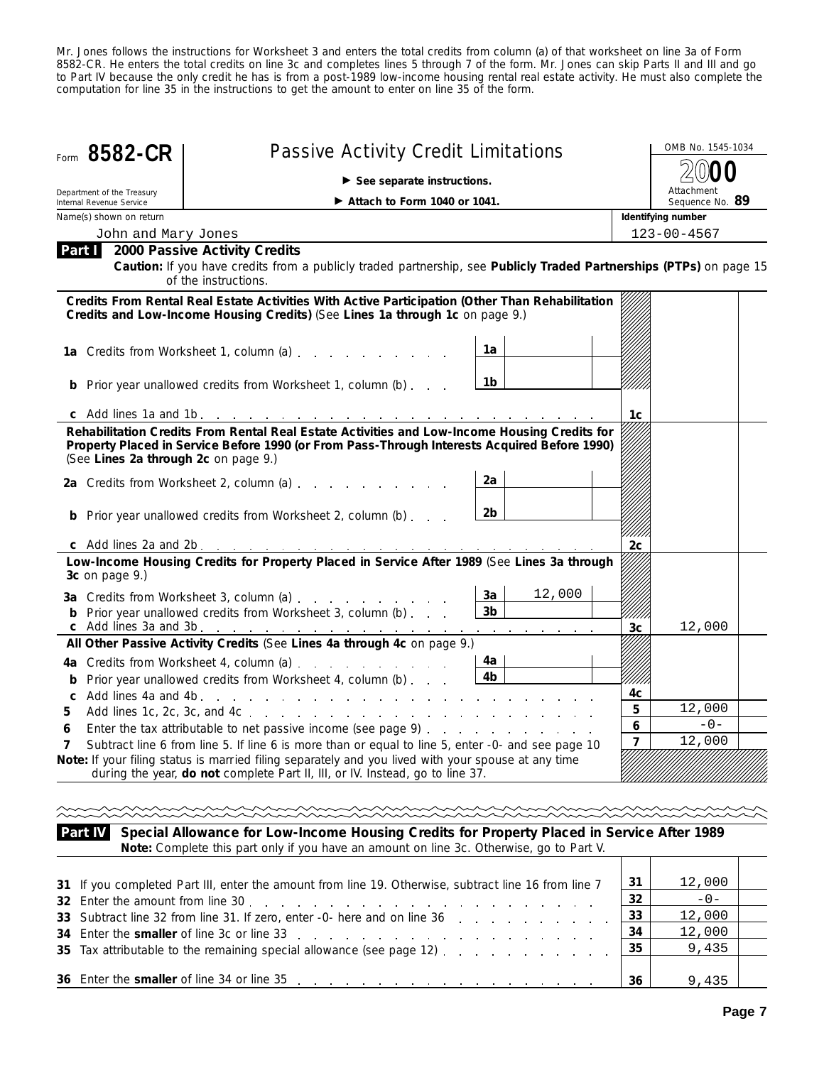Mr. Jones follows the instructions for Worksheet 3 and enters the total credits from column (a) of that worksheet on line 3a of Form 8582-CR. He enters the total credits on line 3c and completes lines 5 through 7 of the form. Mr. Jones can skip Parts II and III and go to Part IV because the only credit he has is from a post-1989 low-income housing rental real estate activity. He must also complete the computation for line 35 in the instructions to get the amount to enter on line 35 of the form.

# Form 8582-CR — Passive Activity Credit Limitations

Department of the Treasury
Internal Revenue Service

► See separate instructions.

► Attach to Form 1040 or 1041.

OMB No. 1545-1034

2000

Attachment Sequence No. 89

Name(s) shown on return: John and Mary Jones

Identifying number: 123-00-4567

## Part I 2000 Passive Activity Credits

**Caution:** If you have credits from a publicly traded partnership, see **Publicly Traded Partnerships (PTPs)** on page 15 of the instructions.

| Line | Description | Line | Amount | Line | Amount |
|---|---|---|---|---|---|
| | **Credits From Rental Real Estate Activities With Active Participation (Other Than Rehabilitation Credits and Low-Income Housing Credits)** (See **Lines 1a through 1c** on page 9.) | | | | |
| 1a | Credits from Worksheet 1, column (a) | 1a | | | |
| b | Prior year unallowed credits from Worksheet 1, column (b) | 1b | | | |
| c | Add lines 1a and 1b | | | 1c | |
| | **Rehabilitation Credits From Rental Real Estate Activities and Low-Income Housing Credits for Property Placed in Service Before 1990 (or From Pass-Through Interests Acquired Before 1990)** (See **Lines 2a through 2c** on page 9.) | | | | |
| 2a | Credits from Worksheet 2, column (a) | 2a | | | |
| b | Prior year unallowed credits from Worksheet 2, column (b) | 2b | | | |
| c | Add lines 2a and 2b | | | 2c | |
| | **Low-Income Housing Credits for Property Placed in Service After 1989** (See **Lines 3a through 3c** on page 9.) | | | | |
| 3a | Credits from Worksheet 3, column (a) | 3a | 12,000 | | |
| b | Prior year unallowed credits from Worksheet 3, column (b) | 3b | | | |
| c | Add lines 3a and 3b | | | 3c | 12,000 |
| | **All Other Passive Activity Credits** (See **Lines 4a through 4c** on page 9.) | | | | |
| 4a | Credits from Worksheet 4, column (a) | 4a | | | |
| b | Prior year unallowed credits from Worksheet 4, column (b) | 4b | | | |
| c | Add lines 4a and 4b | | | 4c | |
| 5 | Add lines 1c, 2c, 3c, and 4c | | | 5 | 12,000 |
| 6 | Enter the tax attributable to net passive income (see page 9) | | | 6 | -0- |
| 7 | Subtract line 6 from line 5. If line 6 is more than or equal to line 5, enter -0- and see page 10 | | | 7 | 12,000 |

**Note:** If your filing status is married filing separately and you lived with your spouse at any time during the year, **do not** complete Part II, III, or IV. Instead, go to line 37.

## Part IV Special Allowance for Low-Income Housing Credits for Property Placed in Service After 1989

**Note:** Complete this part only if you have an amount on line 3c. Otherwise, go to Part V.

| Line | Description | Line | Amount |
|---|---|---|---|
| 31 | If you completed Part III, enter the amount from line 19. Otherwise, subtract line 16 from line 7 | 31 | 12,000 |
| 32 | Enter the amount from line 30 | 32 | -0- |
| 33 | Subtract line 32 from line 31. If zero, enter -0- here and on line 36 | 33 | 12,000 |
| 34 | Enter the **smaller** of line 3c or line 33 | 34 | 12,000 |
| 35 | Tax attributable to the remaining special allowance (see page 12) | 35 | 9,435 |
| 36 | Enter the **smaller** of line 34 or line 35 | 36 | 9,435 |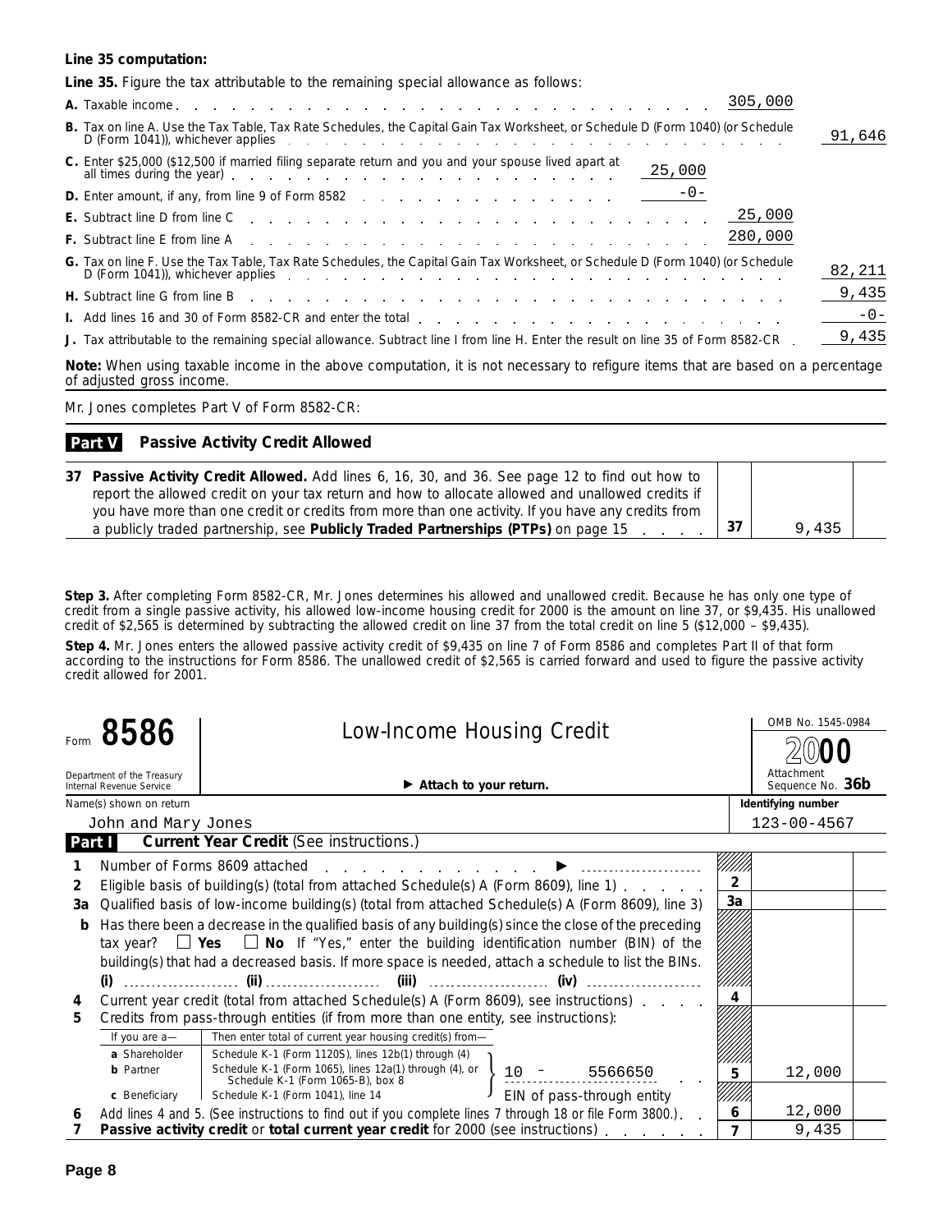**Line 35 computation:**

**Line 35.** Figure the tax attributable to the remaining special allowance as follows:

| | | | |
|---|---|---|---|
| **A.** Taxable income | | 305,000 | |
| **B.** Tax on line A. Use the Tax Table, Tax Rate Schedules, the Capital Gain Tax Worksheet, or Schedule D (Form 1040) (or Schedule D (Form 1041)), whichever applies | | | 91,646 |
| **C.** Enter $25,000 ($12,500 if married filing separate return and you and your spouse lived apart at all times during the year) | 25,000 | | |
| **D.** Enter amount, if any, from line 9 of Form 8582 | -0- | | |
| **E.** Subtract line D from line C | | 25,000 | |
| **F.** Subtract line E from line A | | 280,000 | |
| **G.** Tax on line F. Use the Tax Table, Tax Rate Schedules, the Capital Gain Tax Worksheet, or Schedule D (Form 1040) (or Schedule D (Form 1041)), whichever applies | | | 82,211 |
| **H.** Subtract line G from line B | | | 9,435 |
| **I.** Add lines 16 and 30 of Form 8582-CR and enter the total | | | -0- |
| **J.** Tax attributable to the remaining special allowance. Subtract line I from line H. Enter the result on line 35 of Form 8582-CR | | | 9,435 |

**Note:** When using taxable income in the above computation, it is not necessary to refigure items that are based on a percentage of adjusted gross income.

Mr. Jones completes Part V of Form 8582-CR:

**Part V Passive Activity Credit Allowed**

| | | |
|---|---|---|
| **37 Passive Activity Credit Allowed.** Add lines 6, 16, 30, and 36. See page 12 to find out how to report the allowed credit on your tax return and how to allocate allowed and unallowed credits if you have more than one credit or credits from more than one activity. If you have any credits from a publicly traded partnership, see **Publicly Traded Partnerships (PTPs)** on page 15 | **37** | 9,435 |

**Step 3.** After completing Form 8582-CR, Mr. Jones determines his allowed and unallowed credit. Because he has only one type of credit from a single passive activity, his allowed low-income housing credit for 2000 is the amount on line 37, or $9,435. His unallowed credit of $2,565 is determined by subtracting the allowed credit on line 37 from the total credit on line 5 ($12,000 – $9,435).

**Step 4.** Mr. Jones enters the allowed passive activity credit of $9,435 on line 7 of Form 8586 and completes Part II of that form according to the instructions for Form 8586. The unallowed credit of $2,565 is carried forward and used to figure the passive activity credit allowed for 2001.

Form **8586** — **Low-Income Housing Credit** — OMB No. 1545-0984 — **2000**

Department of the Treasury, Internal Revenue Service — ▶ **Attach to your return.** — Attachment Sequence No. **36b**

Name(s) shown on return: John and Mary Jones — **Identifying number:** 123-00-4567

**Part I Current Year Credit** (See instructions.)

| | | | |
|---|---|---|---|
| **1** | Number of Forms 8609 attached ▶ | | |
| **2** | Eligible basis of building(s) (total from attached Schedule(s) A (Form 8609), line 1) | **2** | |
| **3a** | Qualified basis of low-income building(s) (total from attached Schedule(s) A (Form 8609), line 3) | **3a** | |
| **b** | Has there been a decrease in the qualified basis of any building(s) since the close of the preceding tax year? ☐ **Yes** ☐ **No** If "Yes," enter the building identification number (BIN) of the building(s) that had a decreased basis. If more space is needed, attach a schedule to list the BINs. **(i)** ____ **(ii)** ____ **(iii)** ____ **(iv)** ____ | | |
| **4** | Current year credit (total from attached Schedule(s) A (Form 8609), see instructions) | **4** | |
| **5** | Credits from pass-through entities (if from more than one entity, see instructions): If you are a— **a** Shareholder: Schedule K-1 (Form 1120S), lines 12b(1) through (4); **b** Partner: Schedule K-1 (Form 1065), lines 12a(1) through (4), or Schedule K-1 (Form 1065-B), box 8; **c** Beneficiary: Schedule K-1 (Form 1041), line 14 — Then enter total of current year housing credit(s) from— 10 - 5566650 (EIN of pass-through entity) | **5** | 12,000 |
| **6** | Add lines 4 and 5. (See instructions to find out if you complete lines 7 through 18 or file Form 3800.) | **6** | 12,000 |
| **7** | **Passive activity credit** or **total current year credit** for 2000 (see instructions) | **7** | 9,435 |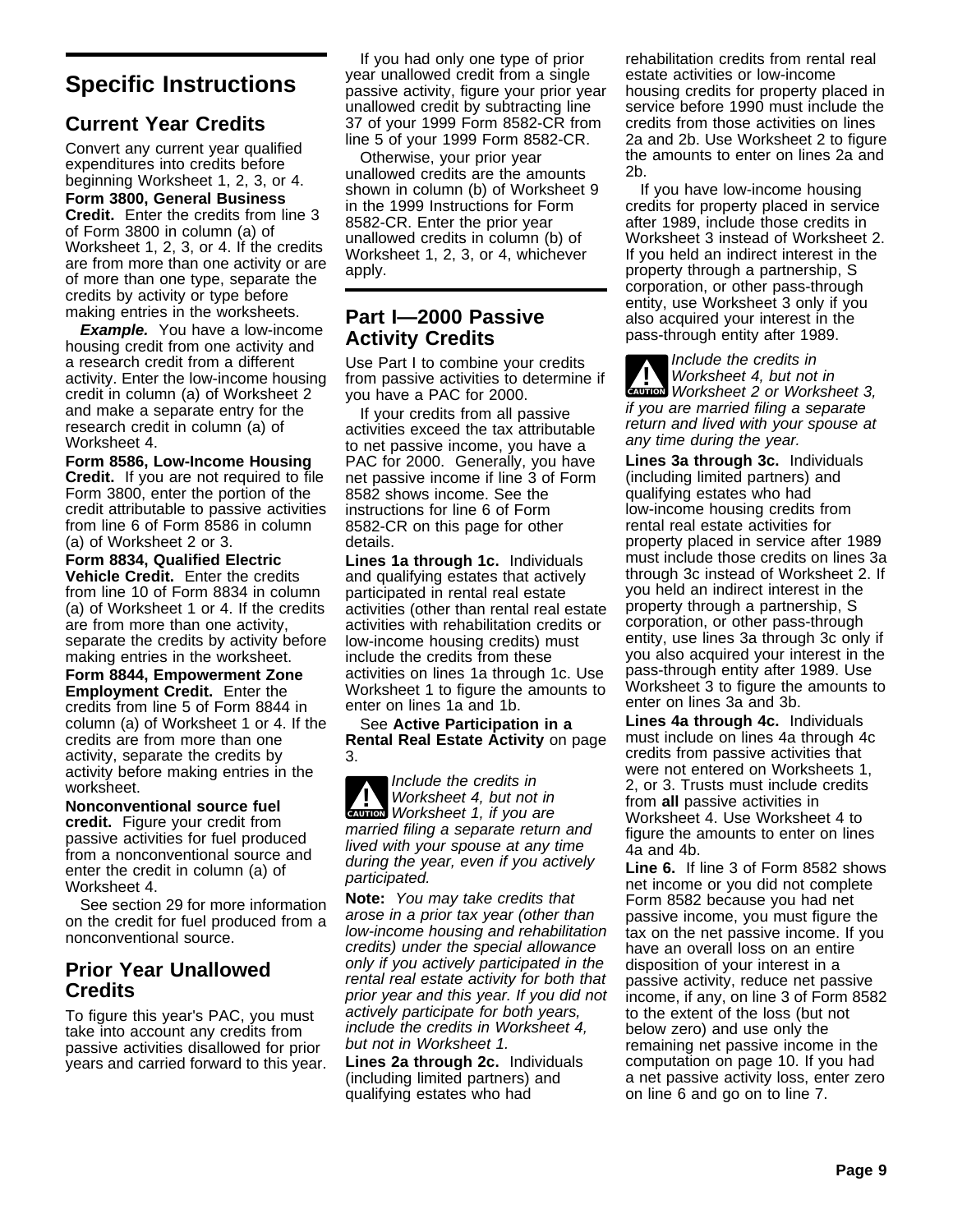## Specific Instructions

### Current Year Credits

Convert any current year qualified expenditures into credits before beginning Worksheet 1, 2, 3, or 4.

**Form 3800, General Business Credit.** Enter the credits from line 3 of Form 3800 in column (a) of Worksheet 1, 2, 3, or 4. If the credits are from more than one activity or are of more than one type, separate the credits by activity or type before making entries in the worksheets.

***Example.*** You have a low-income housing credit from one activity and a research credit from a different activity. Enter the low-income housing credit in column (a) of Worksheet 2 and make a separate entry for the research credit in column (a) of Worksheet 4.

**Form 8586, Low-Income Housing Credit.** If you are not required to file Form 3800, enter the portion of the credit attributable to passive activities from line 6 of Form 8586 in column (a) of Worksheet 2 or 3.

**Form 8834, Qualified Electric Vehicle Credit.** Enter the credits from line 10 of Form 8834 in column (a) of Worksheet 1 or 4. If the credits are from more than one activity, separate the credits by activity before making entries in the worksheet.

**Form 8844, Empowerment Zone Employment Credit.** Enter the credits from line 5 of Form 8844 in column (a) of Worksheet 1 or 4. If the credits are from more than one activity, separate the credits by activity before making entries in the worksheet.

**Nonconventional source fuel credit.** Figure your credit from passive activities for fuel produced from a nonconventional source and enter the credit in column (a) of Worksheet 4.

See section 29 for more information on the credit for fuel produced from a nonconventional source.

### Prior Year Unallowed Credits

To figure this year's PAC, you must take into account any credits from passive activities disallowed for prior years and carried forward to this year.

If you had only one type of prior year unallowed credit from a single passive activity, figure your prior year unallowed credit by subtracting line 37 of your 1999 Form 8582-CR from line 5 of your 1999 Form 8582-CR.

Otherwise, your prior year unallowed credits are the amounts shown in column (b) of Worksheet 9 in the 1999 Instructions for Form 8582-CR. Enter the prior year unallowed credits in column (b) of Worksheet 1, 2, 3, or 4, whichever apply.

## Part I—2000 Passive Activity Credits

Use Part I to combine your credits from passive activities to determine if you have a PAC for 2000.

If your credits from all passive activities exceed the tax attributable to net passive income, you have a PAC for 2000. Generally, you have net passive income if line 3 of Form 8582 shows income. See the instructions for line 6 of Form 8582-CR on this page for other details.

**Lines 1a through 1c.** Individuals and qualifying estates that actively participated in rental real estate activities (other than rental real estate activities with rehabilitation credits or low-income housing credits) must include the credits from these activities on lines 1a through 1c. Use Worksheet 1 to figure the amounts to enter on lines 1a and 1b.

See **Active Participation in a Rental Real Estate Activity** on page 3.

**CAUTION:** *Include the credits in Worksheet 4, but not in Worksheet 1, if you are married filing a separate return and lived with your spouse at any time during the year, even if you actively participated.*

**Note:** *You may take credits that arose in a prior tax year (other than low-income housing and rehabilitation credits) under the special allowance only if you actively participated in the rental real estate activity for both that prior year and this year. If you did not actively participate for both years, include the credits in Worksheet 4, but not in Worksheet 1.*

**Lines 2a through 2c.** Individuals (including limited partners) and qualifying estates who had rehabilitation credits from rental real estate activities or low-income housing credits for property placed in service before 1990 must include the credits from those activities on lines 2a and 2b. Use Worksheet 2 to figure the amounts to enter on lines 2a and 2b.

If you have low-income housing credits for property placed in service after 1989, include those credits in Worksheet 3 instead of Worksheet 2. If you held an indirect interest in the property through a partnership, S corporation, or other pass-through entity, use Worksheet 3 only if you also acquired your interest in the pass-through entity after 1989.

**CAUTION:** *Include the credits in Worksheet 4, but not in Worksheet 2 or Worksheet 3, if you are married filing a separate return and lived with your spouse at any time during the year.*

**Lines 3a through 3c.** Individuals (including limited partners) and qualifying estates who had low-income housing credits from rental real estate activities for property placed in service after 1989 must include those credits on lines 3a through 3c instead of Worksheet 2. If you held an indirect interest in the property through a partnership, S corporation, or other pass-through entity, use lines 3a through 3c only if you also acquired your interest in the pass-through entity after 1989. Use Worksheet 3 to figure the amounts to enter on lines 3a and 3b.

**Lines 4a through 4c.** Individuals must include on lines 4a through 4c credits from passive activities that were not entered on Worksheets 1, 2, or 3. Trusts must include credits from **all** passive activities in Worksheet 4. Use Worksheet 4 to figure the amounts to enter on lines 4a and 4b.

**Line 6.** If line 3 of Form 8582 shows net income or you did not complete Form 8582 because you had net passive income, you must figure the tax on the net passive income. If you have an overall loss on an entire disposition of your interest in a passive activity, reduce net passive income, if any, on line 3 of Form 8582 to the extent of the loss (but not below zero) and use only the remaining net passive income in the computation on page 10. If you had a net passive activity loss, enter zero on line 6 and go on to line 7.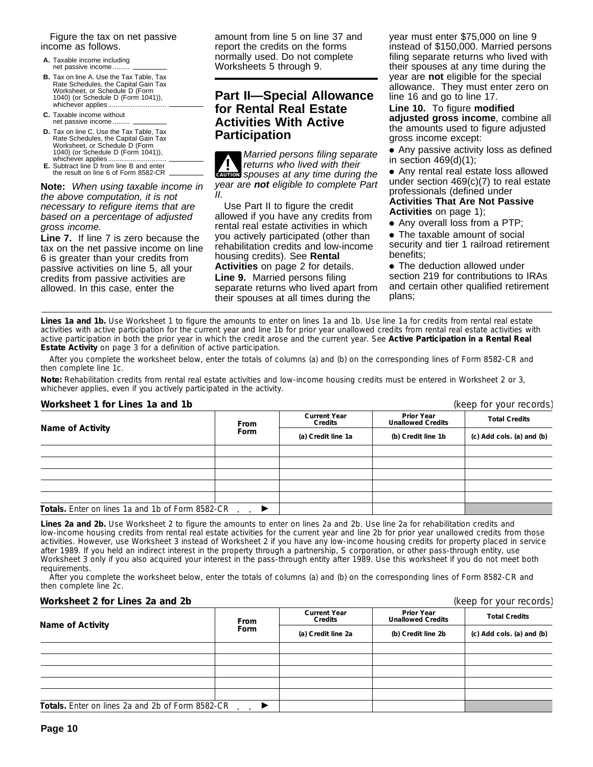Figure the tax on net passive income as follows.

- **A.** Taxable income including net passive income ......... ________
- **B.** Tax on line A. Use the Tax Table, Tax Rate Schedules, the Capital Gain Tax Worksheet, or Schedule D (Form 1040) (or Schedule D (Form 1041)), whichever applies .............................. ________
- **C.** Taxable income without net passive income ......... ________
- **D.** Tax on line C. Use the Tax Table, Tax Rate Schedules, the Capital Gain Tax Worksheet, or Schedule D (Form 1040) (or Schedule D (Form 1041)), whichever applies .............................. ________
- **E.** Subtract line D from line B and enter the result on line 6 of Form 8582-CR ________

**Note:** *When using taxable income in the above computation, it is not necessary to refigure items that are based on a percentage of adjusted gross income.*

**Line 7.** If line 7 is zero because the tax on the net passive income on line 6 is greater than your credits from passive activities on line 5, all your credits from passive activities are allowed. In this case, enter the amount from line 5 on line 37 and report the credits on the forms normally used. Do not complete Worksheets 5 through 9.

## Part II—Special Allowance for Rental Real Estate Activities With Active Participation

**CAUTION** *Married persons filing separate returns who lived with their spouses at any time during the year are **not** eligible to complete Part II.*

Use Part II to figure the credit allowed if you have any credits from rental real estate activities in which you actively participated (other than rehabilitation credits and low-income housing credits). See **Rental Activities** on page 2 for details.

**Line 9.** Married persons filing separate returns who lived apart from their spouses at all times during the year must enter $75,000 on line 9 instead of $150,000. Married persons filing separate returns who lived with their spouses at any time during the year are **not** eligible for the special allowance. They must enter zero on line 16 and go to line 17.

**Line 10.** To figure **modified adjusted gross income**, combine all the amounts used to figure adjusted gross income except:

- Any passive activity loss as defined in section 469(d)(1);
- Any rental real estate loss allowed under section 469(c)(7) to real estate professionals (defined under **Activities That Are Not Passive Activities** on page 1);
- Any overall loss from a PTP;
- The taxable amount of social security and tier 1 railroad retirement benefits;
- The deduction allowed under section 219 for contributions to IRAs and certain other qualified retirement plans;

---

**Lines 1a and 1b.** Use Worksheet 1 to figure the amounts to enter on lines 1a and 1b. Use line 1a for credits from rental real estate activities with active participation for the current year and line 1b for prior year unallowed credits from rental real estate activities with active participation in both the prior year in which the credit arose and the current year. See **Active Participation in a Rental Real Estate Activity** on page 3 for a definition of active participation.

After you complete the worksheet below, enter the totals of columns (a) and (b) on the corresponding lines of Form 8582-CR and then complete line 1c.

**Note:** Rehabilitation credits from rental real estate activities and low-income housing credits must be entered in Worksheet 2 or 3, whichever applies, even if you actively participated in the activity.

**Worksheet 1 for Lines 1a and 1b** (keep for your records)

| Name of Activity | From Form | Current Year Credits | Prior Year Unallowed Credits | Total Credits |
|---|---|---|---|---|
| | | (a) Credit line 1a | (b) Credit line 1b | (c) Add cols. (a) and (b) |
| | | | | |
| | | | | |
| | | | | |
| | | | | |
| | | | | |
| **Totals.** Enter on lines 1a and 1b of Form 8582-CR . . ▶ | | | | |

**Lines 2a and 2b.** Use Worksheet 2 to figure the amounts to enter on lines 2a and 2b. Use line 2a for rehabilitation credits and low-income housing credits from rental real estate activities for the current year and line 2b for prior year unallowed credits from those activities. However, use Worksheet 3 instead of Worksheet 2 if you have any low-income housing credits for property placed in service after 1989. If you held an indirect interest in the property through a partnership, S corporation, or other pass-through entity, use Worksheet 3 only if you also acquired your interest in the pass-through entity after 1989. Use this worksheet if you do not meet both requirements.

After you complete the worksheet below, enter the totals of columns (a) and (b) on the corresponding lines of Form 8582-CR and then complete line 2c.

**Worksheet 2 for Lines 2a and 2b** (keep for your records)

| Name of Activity | From Form | Current Year Credits | Prior Year Unallowed Credits | Total Credits |
|---|---|---|---|---|
| | | (a) Credit line 2a | (b) Credit line 2b | (c) Add cols. (a) and (b) |
| | | | | |
| | | | | |
| | | | | |
| | | | | |
| | | | | |
| **Totals.** Enter on lines 2a and 2b of Form 8582-CR . . ▶ | | | | |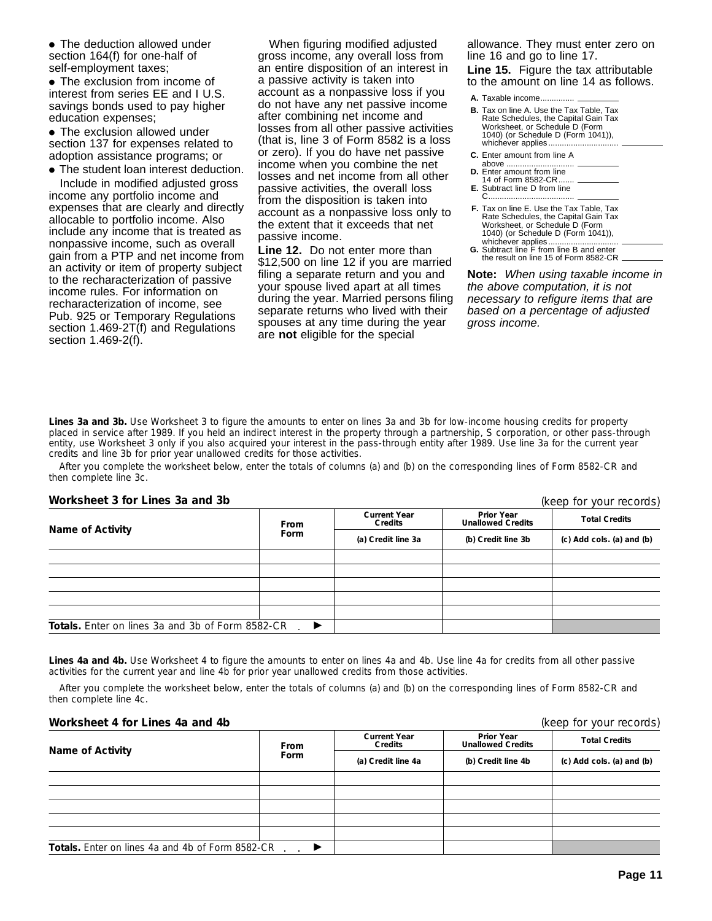- The deduction allowed under section 164(f) for one-half of self-employment taxes;
- The exclusion from income of interest from series EE and I U.S. savings bonds used to pay higher education expenses;
- The exclusion allowed under section 137 for expenses related to adoption assistance programs; or
- The student loan interest deduction.

Include in modified adjusted gross income any portfolio income and expenses that are clearly and directly allocable to portfolio income. Also include any income that is treated as nonpassive income, such as overall gain from a PTP and net income from an activity or item of property subject to the recharacterization of passive income rules. For information on recharacterization of income, see Pub. 925 or Temporary Regulations section 1.469-2T(f) and Regulations section 1.469-2(f).

When figuring modified adjusted gross income, any overall loss from an entire disposition of an interest in a passive activity is taken into account as a nonpassive loss if you do not have any net passive income after combining net income and losses from all other passive activities (that is, line 3 of Form 8582 is a loss or zero). If you do have net passive income when you combine the net losses and net income from all other passive activities, the overall loss from the disposition is taken into account as a nonpassive loss only to the extent that it exceeds that net passive income.

**Line 12.** Do not enter more than $12,500 on line 12 if you are married filing a separate return and you and your spouse lived apart at all times during the year. Married persons filing separate returns who lived with their spouses at any time during the year are **not** eligible for the special allowance. They must enter zero on line 16 and go to line 17.

**Line 15.** Figure the tax attributable to the amount on line 14 as follows.

**A.** Taxable income .............. ______

**B.** Tax on line A. Use the Tax Table, Tax Rate Schedules, the Capital Gain Tax Worksheet, or Schedule D (Form 1040) (or Schedule D (Form 1041)), whichever applies .............................. ______

**C.** Enter amount from line A above .............................. ______

**D.** Enter amount from line 14 of Form 8582-CR ....... ______

**E.** Subtract line D from line C...................................... ______

**F.** Tax on line E. Use the Tax Table, Tax Rate Schedules, the Capital Gain Tax Worksheet, or Schedule D (Form 1040) (or Schedule D (Form 1041)), whichever applies .............................. ______

**G.** Subtract line F from line B and enter the result on line 15 of Form 8582-CR ______

**Note:** *When using taxable income in the above computation, it is not necessary to refigure items that are based on a percentage of adjusted gross income.*

**Lines 3a and 3b.** Use Worksheet 3 to figure the amounts to enter on lines 3a and 3b for low-income housing credits for property placed in service after 1989. If you held an indirect interest in the property through a partnership, S corporation, or other pass-through entity, use Worksheet 3 only if you also acquired your interest in the pass-through entity after 1989. Use line 3a for the current year credits and line 3b for prior year unallowed credits for those activities.

After you complete the worksheet below, enter the totals of columns (a) and (b) on the corresponding lines of Form 8582-CR and then complete line 3c.

### Worksheet 3 for Lines 3a and 3b (keep for your records)

| Name of Activity | From Form | Current Year Credits | Prior Year Unallowed Credits | Total Credits |
|---|---|---|---|---|
| | | (a) Credit line 3a | (b) Credit line 3b | (c) Add cols. (a) and (b) |
| | | | | |
| | | | | |
| | | | | |
| | | | | |
| | | | | |
| **Totals.** Enter on lines 3a and 3b of Form 8582-CR ▶ | | | | |

**Lines 4a and 4b.** Use Worksheet 4 to figure the amounts to enter on lines 4a and 4b. Use line 4a for credits from all other passive activities for the current year and line 4b for prior year unallowed credits from those activities.

After you complete the worksheet below, enter the totals of columns (a) and (b) on the corresponding lines of Form 8582-CR and then complete line 4c.

### Worksheet 4 for Lines 4a and 4b (keep for your records)

| Name of Activity | From Form | Current Year Credits | Prior Year Unallowed Credits | Total Credits |
|---|---|---|---|---|
| | | (a) Credit line 4a | (b) Credit line 4b | (c) Add cols. (a) and (b) |
| | | | | |
| | | | | |
| | | | | |
| | | | | |
| | | | | |
| **Totals.** Enter on lines 4a and 4b of Form 8582-CR ▶ | | | | |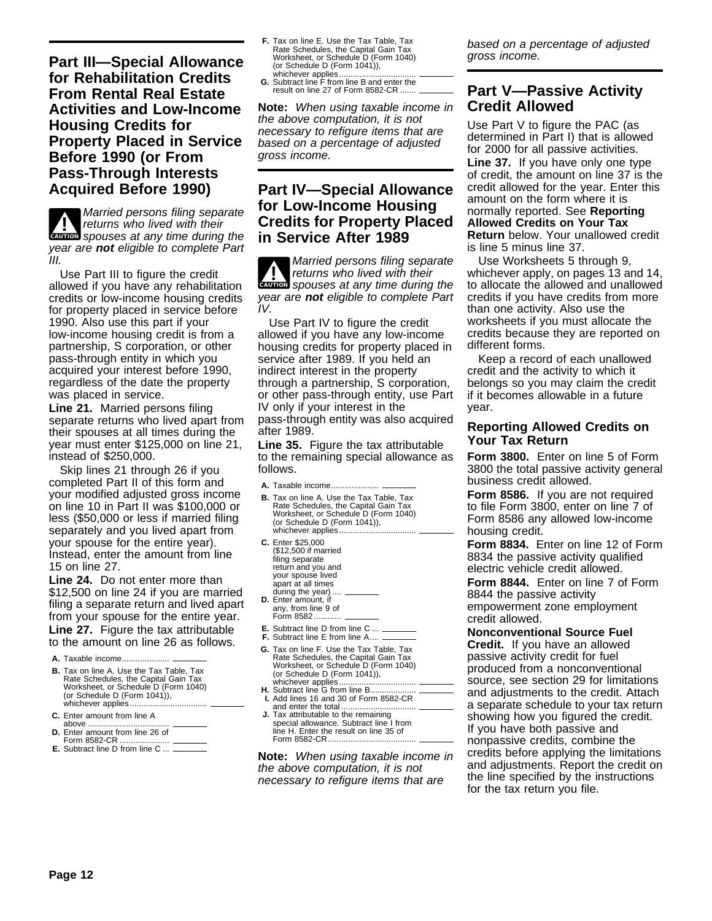## Part III—Special Allowance for Rehabilitation Credits From Rental Real Estate Activities and Low-Income Housing Credits for Property Placed in Service Before 1990 (or From Pass-Through Interests Acquired Before 1990)

**CAUTION** *Married persons filing separate returns who lived with their spouses at any time during the year are **not** eligible to complete Part III.*

Use Part III to figure the credit allowed if you have any rehabilitation credits or low-income housing credits for property placed in service before 1990. Also use this part if your low-income housing credit is from a partnership, S corporation, or other pass-through entity in which you acquired your interest before 1990, regardless of the date the property was placed in service.

**Line 21.** Married persons filing separate returns who lived apart from their spouses at all times during the year must enter $125,000 on line 21, instead of $250,000.

Skip lines 21 through 26 if you completed Part II of this form and your modified adjusted gross income on line 10 in Part II was $100,000 or less ($50,000 or less if married filing separately and you lived apart from your spouse for the entire year). Instead, enter the amount from line 15 on line 27.

**Line 24.** Do not enter more than $12,500 on line 24 if you are married filing a separate return and lived apart from your spouse for the entire year.

**Line 27.** Figure the tax attributable to the amount on line 26 as follows.

**A.** Taxable income .................... ________

**B.** Tax on line A. Use the Tax Table, Tax Rate Schedules, the Capital Gain Tax Worksheet, or Schedule D (Form 1040) (or Schedule D (Form 1041)), whichever applies .................................. ________

**C.** Enter amount from line A above .................................. ________

**D.** Enter amount from line 26 of Form 8582-CR ...................... ________

**E.** Subtract line D from line C ... ________

**F.** Tax on line E. Use the Tax Table, Tax Rate Schedules, the Capital Gain Tax Worksheet, or Schedule D (Form 1040) (or Schedule D (Form 1041)), whichever applies .................................. ________

**G.** Subtract line F from line B and enter the result on line 27 of Form 8582-CR ....... ________

**Note:** *When using taxable income in the above computation, it is not necessary to refigure items that are based on a percentage of adjusted gross income.*

## Part IV—Special Allowance for Low-Income Housing Credits for Property Placed in Service After 1989

**CAUTION** *Married persons filing separate returns who lived with their spouses at any time during the year are **not** eligible to complete Part IV.*

Use Part IV to figure the credit allowed if you have any low-income housing credits for property placed in service after 1989. If you held an indirect interest in the property through a partnership, S corporation, or other pass-through entity, use Part IV only if your interest in the pass-through entity was also acquired after 1989.

**Line 35.** Figure the tax attributable to the remaining special allowance as follows.

**A.** Taxable income .................... ________

**B.** Tax on line A. Use the Tax Table, Tax Rate Schedules, the Capital Gain Tax Worksheet, or Schedule D (Form 1040) (or Schedule D (Form 1041)), whichever applies .................................. ________

**C.** Enter $25,000 ($12,500 if married filing separate return and you and your spouse lived apart at all times during the year) .... ________

**D.** Enter amount, if any, from line 9 of Form 8582 ........... ________

**E.** Subtract line D from line C ... ________

**F.** Subtract line E from line A.... ________

**G.** Tax on line F. Use the Tax Table, Tax Rate Schedules, the Capital Gain Tax Worksheet, or Schedule D (Form 1040) (or Schedule D (Form 1041)), whichever applies .................................. ________

**H.** Subtract line G from line B.................... ________

**I.** Add lines 16 and 30 of Form 8582-CR and enter the total ................................ ________

**J.** Tax attributable to the remaining special allowance. Subtract line I from line H. Enter the result on line 35 of Form 8582-CR...................................... ________

**Note:** *When using taxable income in the above computation, it is not necessary to refigure items that are based on a percentage of adjusted gross income.*

## Part V—Passive Activity Credit Allowed

Use Part V to figure the PAC (as determined in Part I) that is allowed for 2000 for all passive activities.

**Line 37.** If you have only one type of credit, the amount on line 37 is the credit allowed for the year. Enter this amount on the form where it is normally reported. See **Reporting Allowed Credits on Your Tax Return** below. Your unallowed credit is line 5 minus line 37.

Use Worksheets 5 through 9, whichever apply, on pages 13 and 14, to allocate the allowed and unallowed credits if you have credits from more than one activity. Also use the worksheets if you must allocate the credits because they are reported on different forms.

Keep a record of each unallowed credit and the activity to which it belongs so you may claim the credit if it becomes allowable in a future year.

### Reporting Allowed Credits on Your Tax Return

**Form 3800.** Enter on line 5 of Form 3800 the total passive activity general business credit allowed.

**Form 8586.** If you are not required to file Form 3800, enter on line 7 of Form 8586 any allowed low-income housing credit.

**Form 8834.** Enter on line 12 of Form 8834 the passive activity qualified electric vehicle credit allowed.

**Form 8844.** Enter on line 7 of Form 8844 the passive activity empowerment zone employment credit allowed.

**Nonconventional Source Fuel Credit.** If you have an allowed passive activity credit for fuel produced from a nonconventional source, see section 29 for limitations and adjustments to the credit. Attach a separate schedule to your tax return showing how you figured the credit. If you have both passive and nonpassive credits, combine the credits before applying the limitations and adjustments. Report the credit on the line specified by the instructions for the tax return you file.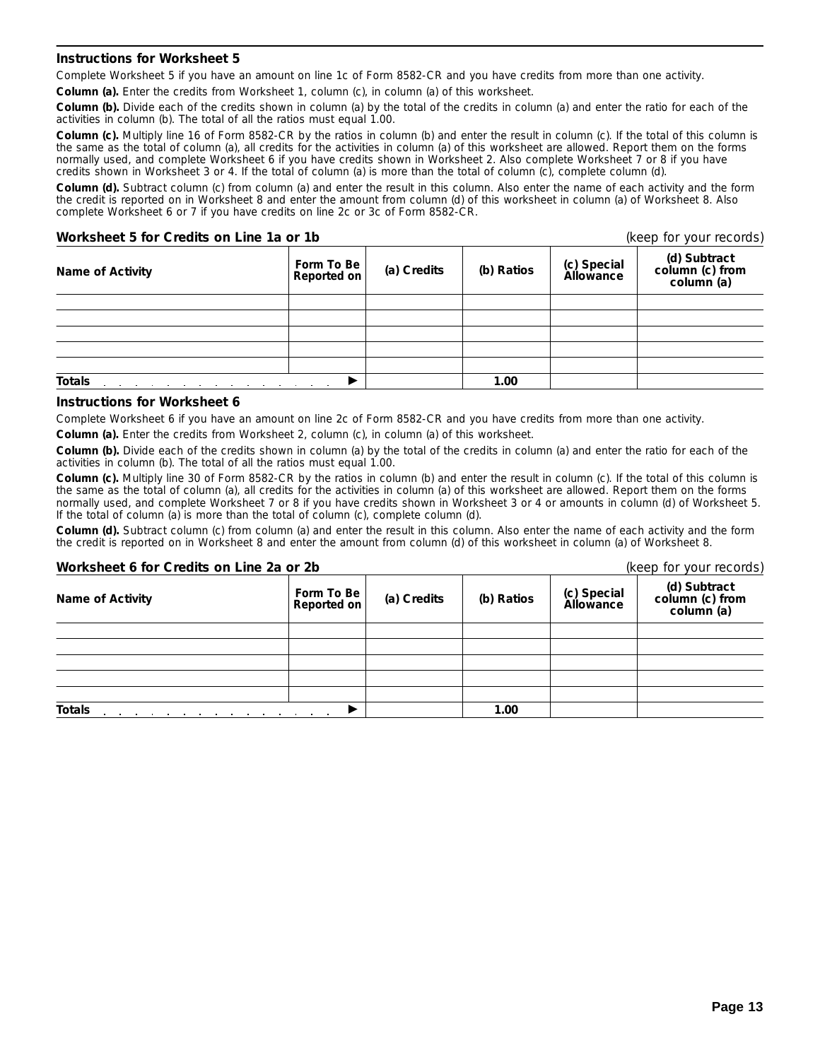### Instructions for Worksheet 5

Complete Worksheet 5 if you have an amount on line 1c of Form 8582-CR and you have credits from more than one activity.

**Column (a).** Enter the credits from Worksheet 1, column (c), in column (a) of this worksheet.

**Column (b).** Divide each of the credits shown in column (a) by the total of the credits in column (a) and enter the ratio for each of the activities in column (b). The total of all the ratios must equal 1.00.

**Column (c).** Multiply line 16 of Form 8582-CR by the ratios in column (b) and enter the result in column (c). If the total of this column is the same as the total of column (a), all credits for the activities in column (a) of this worksheet are allowed. Report them on the forms normally used, and complete Worksheet 6 if you have credits shown in Worksheet 2. Also complete Worksheet 7 or 8 if you have credits shown in Worksheet 3 or 4. If the total of column (a) is more than the total of column (c), complete column (d).

**Column (d).** Subtract column (c) from column (a) and enter the result in this column. Also enter the name of each activity and the form the credit is reported on in Worksheet 8 and enter the amount from column (d) of this worksheet in column (a) of Worksheet 8. Also complete Worksheet 6 or 7 if you have credits on line 2c or 3c of Form 8582-CR.

**Worksheet 5 for Credits on Line 1a or 1b** (keep for your records)

| Name of Activity | Form To Be Reported on | (a) Credits | (b) Ratios | (c) Special Allowance | (d) Subtract column (c) from column (a) |
|---|---|---|---|---|---|
| | | | | | |
| | | | | | |
| | | | | | |
| | | | | | |
| | | | | | |
| **Totals** ▶ | | | 1.00 | | |

### Instructions for Worksheet 6

Complete Worksheet 6 if you have an amount on line 2c of Form 8582-CR and you have credits from more than one activity.

**Column (a).** Enter the credits from Worksheet 2, column (c), in column (a) of this worksheet.

**Column (b).** Divide each of the credits shown in column (a) by the total of the credits in column (a) and enter the ratio for each of the activities in column (b). The total of all the ratios must equal 1.00.

**Column (c).** Multiply line 30 of Form 8582-CR by the ratios in column (b) and enter the result in column (c). If the total of this column is the same as the total of column (a), all credits for the activities in column (a) of this worksheet are allowed. Report them on the forms normally used, and complete Worksheet 7 or 8 if you have credits shown in Worksheet 3 or 4 or amounts in column (d) of Worksheet 5. If the total of column (a) is more than the total of column (c), complete column (d).

**Column (d).** Subtract column (c) from column (a) and enter the result in this column. Also enter the name of each activity and the form the credit is reported on in Worksheet 8 and enter the amount from column (d) of this worksheet in column (a) of Worksheet 8.

**Worksheet 6 for Credits on Line 2a or 2b** (keep for your records)

| Name of Activity | Form To Be Reported on | (a) Credits | (b) Ratios | (c) Special Allowance | (d) Subtract column (c) from column (a) |
|---|---|---|---|---|---|
| | | | | | |
| | | | | | |
| | | | | | |
| | | | | | |
| | | | | | |
| **Totals** ▶ | | | 1.00 | | |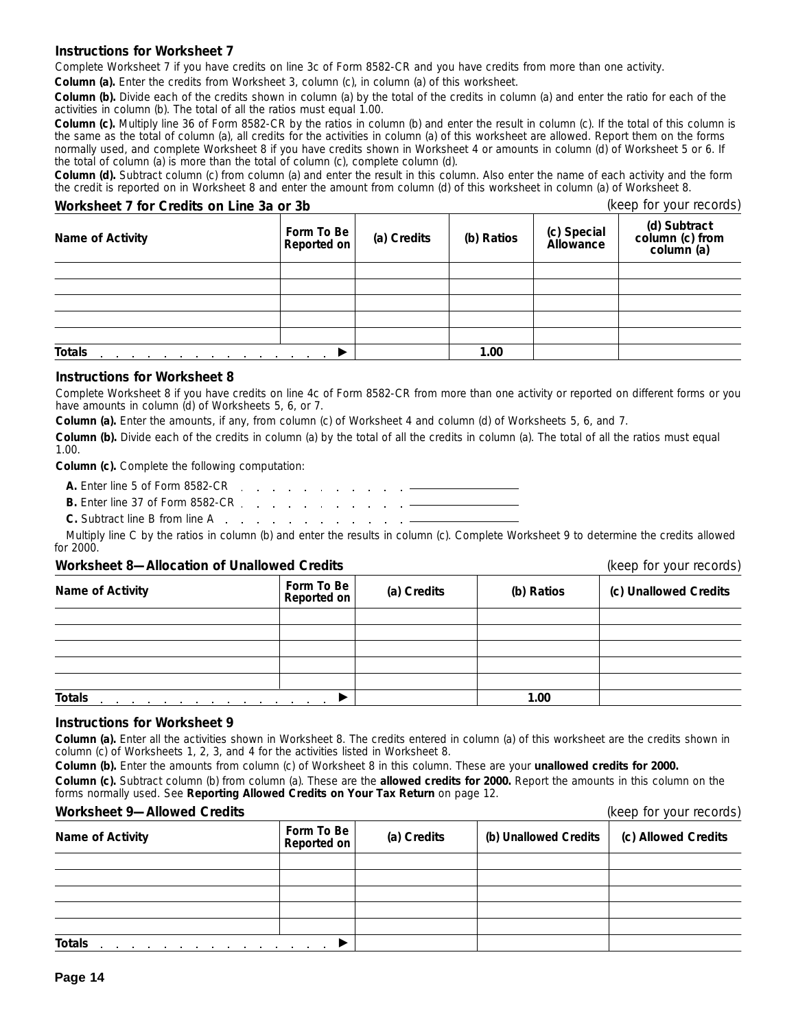### Instructions for Worksheet 7

Complete Worksheet 7 if you have credits on line 3c of Form 8582-CR and you have credits from more than one activity.

**Column (a).** Enter the credits from Worksheet 3, column (c), in column (a) of this worksheet.

**Column (b).** Divide each of the credits shown in column (a) by the total of the credits in column (a) and enter the ratio for each of the activities in column (b). The total of all the ratios must equal 1.00.

**Column (c).** Multiply line 36 of Form 8582-CR by the ratios in column (b) and enter the result in column (c). If the total of this column is the same as the total of column (a), all credits for the activities in column (a) of this worksheet are allowed. Report them on the forms normally used, and complete Worksheet 8 if you have credits shown in Worksheet 4 or amounts in column (d) of Worksheet 5 or 6. If the total of column (a) is more than the total of column (c), complete column (d).

**Column (d).** Subtract column (c) from column (a) and enter the result in this column. Also enter the name of each activity and the form the credit is reported on in Worksheet 8 and enter the amount from column (d) of this worksheet in column (a) of Worksheet 8.

**Worksheet 7 for Credits on Line 3a or 3b** (keep for your records)

| Name of Activity | Form To Be Reported on | (a) Credits | (b) Ratios | (c) Special Allowance | (d) Subtract column (c) from column (a) |
|---|---|---|---|---|---|
| | | | | | |
| | | | | | |
| | | | | | |
| | | | | | |
| | | | | | |
| **Totals** ▶ | | | 1.00 | | |

### Instructions for Worksheet 8

Complete Worksheet 8 if you have credits on line 4c of Form 8582-CR from more than one activity or reported on different forms or you have amounts in column (d) of Worksheets 5, 6, or 7.

**Column (a).** Enter the amounts, if any, from column (c) of Worksheet 4 and column (d) of Worksheets 5, 6, and 7.

**Column (b).** Divide each of the credits in column (a) by the total of all the credits in column (a). The total of all the ratios must equal 1.00.

**Column (c).** Complete the following computation:

**A.** Enter line 5 of Form 8582-CR . . . . . . . . . . . . ________

**B.** Enter line 37 of Form 8582-CR . . . . . . . . . . . . ________

**C.** Subtract line B from line A . . . . . . . . . . . . ________

Multiply line C by the ratios in column (b) and enter the results in column (c). Complete Worksheet 9 to determine the credits allowed for 2000.

**Worksheet 8—Allocation of Unallowed Credits** (keep for your records)

| Name of Activity | Form To Be Reported on | (a) Credits | (b) Ratios | (c) Unallowed Credits |
|---|---|---|---|---|
| | | | | |
| | | | | |
| | | | | |
| | | | | |
| | | | | |
| **Totals** ▶ | | | 1.00 | |

### Instructions for Worksheet 9

**Column (a).** Enter all the activities shown in Worksheet 8. The credits entered in column (a) of this worksheet are the credits shown in column (c) of Worksheets 1, 2, 3, and 4 for the activities listed in Worksheet 8.

**Column (b).** Enter the amounts from column (c) of Worksheet 8 in this column. These are your **unallowed credits for 2000.**

**Column (c).** Subtract column (b) from column (a). These are the **allowed credits for 2000.** Report the amounts in this column on the forms normally used. See **Reporting Allowed Credits on Your Tax Return** on page 12.

**Worksheet 9—Allowed Credits** (keep for your records)

| Name of Activity | Form To Be Reported on | (a) Credits | (b) Unallowed Credits | (c) Allowed Credits |
|---|---|---|---|---|
| | | | | |
| | | | | |
| | | | | |
| | | | | |
| | | | | |
| **Totals** ▶ | | | | |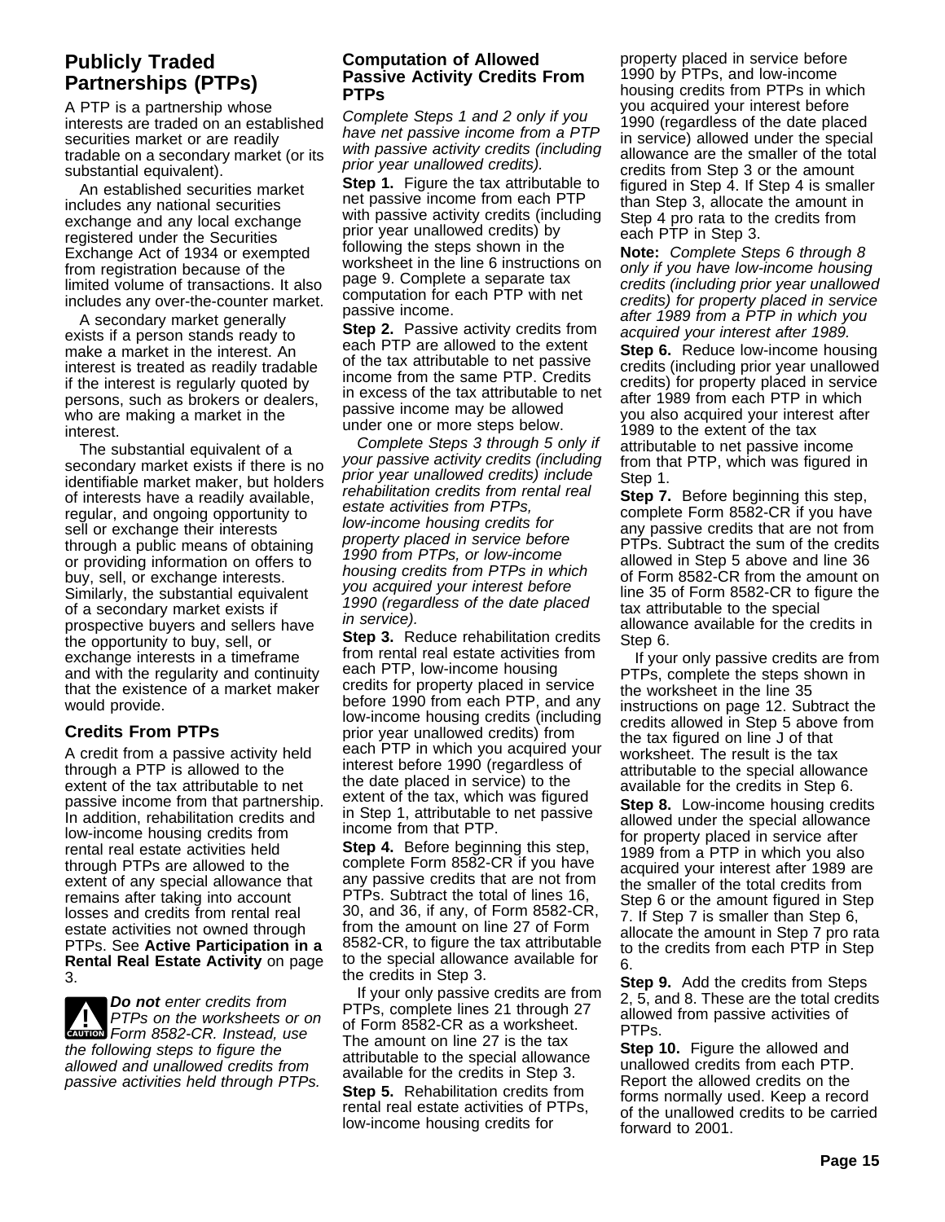## Publicly Traded Partnerships (PTPs)

A PTP is a partnership whose interests are traded on an established securities market or are readily tradable on a secondary market (or its substantial equivalent).

An established securities market includes any national securities exchange and any local exchange registered under the Securities Exchange Act of 1934 or exempted from registration because of the limited volume of transactions. It also includes any over-the-counter market.

A secondary market generally exists if a person stands ready to make a market in the interest. An interest is treated as readily tradable if the interest is regularly quoted by persons, such as brokers or dealers, who are making a market in the interest.

The substantial equivalent of a secondary market exists if there is no identifiable market maker, but holders of interests have a readily available, regular, and ongoing opportunity to sell or exchange their interests through a public means of obtaining or providing information on offers to buy, sell, or exchange interests. Similarly, the substantial equivalent of a secondary market exists if prospective buyers and sellers have the opportunity to buy, sell, or exchange interests in a timeframe and with the regularity and continuity that the existence of a market maker would provide.

### Credits From PTPs

A credit from a passive activity held through a PTP is allowed to the extent of the tax attributable to net passive income from that partnership. In addition, rehabilitation credits and low-income housing credits from rental real estate activities held through PTPs are allowed to the extent of any special allowance that remains after taking into account losses and credits from rental real estate activities not owned through PTPs. See **Active Participation in a Rental Real Estate Activity** on page 3.

CAUTION: ***Do not*** *enter credits from PTPs on the worksheets or on Form 8582-CR. Instead, use the following steps to figure the allowed and unallowed credits from passive activities held through PTPs.*

### Computation of Allowed Passive Activity Credits From PTPs

*Complete Steps 1 and 2 only if you have net passive income from a PTP with passive activity credits (including prior year unallowed credits).*

**Step 1.** Figure the tax attributable to net passive income from each PTP with passive activity credits (including prior year unallowed credits) by following the steps shown in the worksheet in the line 6 instructions on page 9. Complete a separate tax computation for each PTP with net passive income.

**Step 2.** Passive activity credits from each PTP are allowed to the extent of the tax attributable to net passive income from the same PTP. Credits in excess of the tax attributable to net passive income may be allowed under one or more steps below.

*Complete Steps 3 through 5 only if your passive activity credits (including prior year unallowed credits) include rehabilitation credits from rental real estate activities from PTPs, low-income housing credits for property placed in service before 1990 from PTPs, or low-income housing credits from PTPs in which you acquired your interest before 1990 (regardless of the date placed in service).*

**Step 3.** Reduce rehabilitation credits from rental real estate activities from each PTP, low-income housing credits for property placed in service before 1990 from each PTP, and any low-income housing credits (including prior year unallowed credits) from each PTP in which you acquired your interest before 1990 (regardless of the date placed in service) to the extent of the tax, which was figured in Step 1, attributable to net passive income from that PTP.

**Step 4.** Before beginning this step, complete Form 8582-CR if you have any passive credits that are not from PTPs. Subtract the total of lines 16, 30, and 36, if any, of Form 8582-CR, from the amount on line 27 of Form 8582-CR, to figure the tax attributable to the special allowance available for the credits in Step 3.

If your only passive credits are from PTPs, complete lines 21 through 27 of Form 8582-CR as a worksheet. The amount on line 27 is the tax attributable to the special allowance available for the credits in Step 3.

**Step 5.** Rehabilitation credits from rental real estate activities of PTPs, low-income housing credits for property placed in service before 1990 by PTPs, and low-income housing credits from PTPs in which you acquired your interest before 1990 (regardless of the date placed in service) allowed under the special allowance are the smaller of the total credits from Step 3 or the amount figured in Step 4. If Step 4 is smaller than Step 3, allocate the amount in Step 4 pro rata to the credits from each PTP in Step 3.

**Note:** *Complete Steps 6 through 8 only if you have low-income housing credits (including prior year unallowed credits) for property placed in service after 1989 from a PTP in which you acquired your interest after 1989.*

**Step 6.** Reduce low-income housing credits (including prior year unallowed credits) for property placed in service after 1989 from each PTP in which you also acquired your interest after 1989 to the extent of the tax attributable to net passive income from that PTP, which was figured in Step 1.

**Step 7.** Before beginning this step, complete Form 8582-CR if you have any passive credits that are not from PTPs. Subtract the sum of the credits allowed in Step 5 above and line 36 of Form 8582-CR from the amount on line 35 of Form 8582-CR to figure the tax attributable to the special allowance available for the credits in Step 6.

If your only passive credits are from PTPs, complete the steps shown in the worksheet in the line 35 instructions on page 12. Subtract the credits allowed in Step 5 above from the tax figured on line J of that worksheet. The result is the tax attributable to the special allowance available for the credits in Step 6.

**Step 8.** Low-income housing credits allowed under the special allowance for property placed in service after 1989 from a PTP in which you also acquired your interest after 1989 are the smaller of the total credits from Step 6 or the amount figured in Step 7. If Step 7 is smaller than Step 6, allocate the amount in Step 7 pro rata to the credits from each PTP in Step 6.

**Step 9.** Add the credits from Steps 2, 5, and 8. These are the total credits allowed from passive activities of PTPs.

**Step 10.** Figure the allowed and unallowed credits from each PTP. Report the allowed credits on the forms normally used. Keep a record of the unallowed credits to be carried forward to 2001.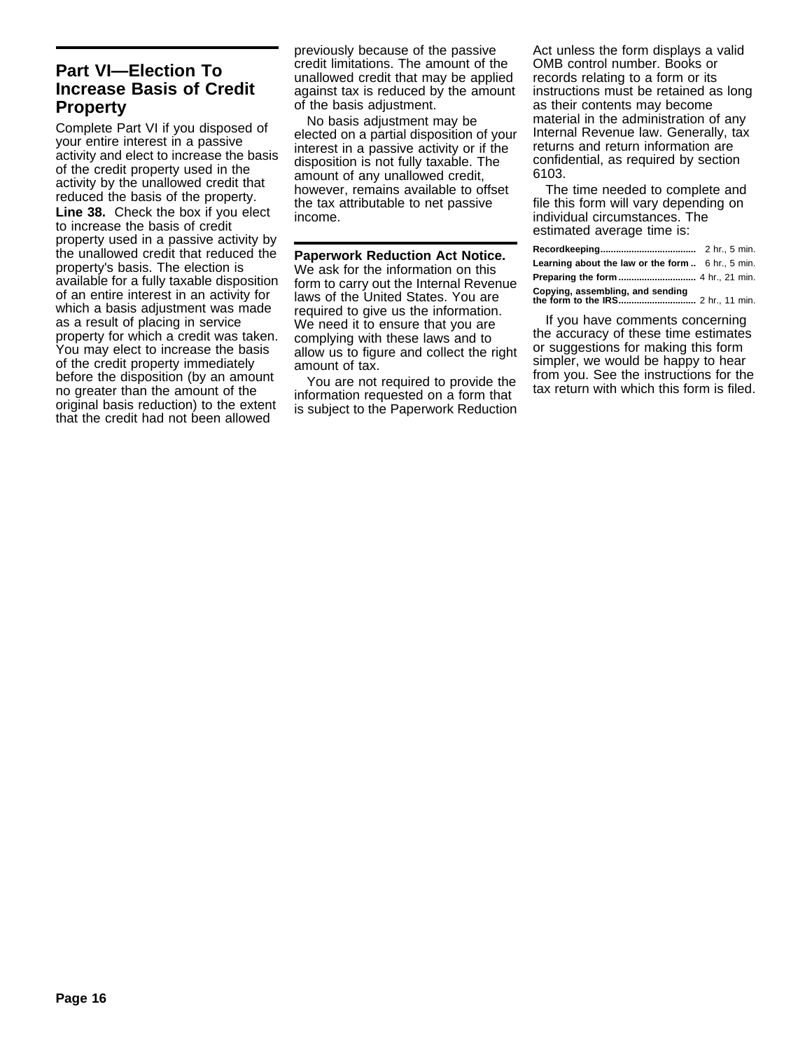## Part VI—Election To Increase Basis of Credit Property

Complete Part VI if you disposed of your entire interest in a passive activity and elect to increase the basis of the credit property used in the activity by the unallowed credit that reduced the basis of the property.

**Line 38.** Check the box if you elect to increase the basis of credit property used in a passive activity by the unallowed credit that reduced the property's basis. The election is available for a fully taxable disposition of an entire interest in an activity for which a basis adjustment was made as a result of placing in service property for which a credit was taken. You may elect to increase the basis of the credit property immediately before the disposition (by an amount no greater than the amount of the original basis reduction) to the extent that the credit had not been allowed previously because of the passive credit limitations. The amount of the unallowed credit that may be applied against tax is reduced by the amount of the basis adjustment.

No basis adjustment may be elected on a partial disposition of your interest in a passive activity or if the disposition is not fully taxable. The amount of any unallowed credit, however, remains available to offset the tax attributable to net passive income.

**Paperwork Reduction Act Notice.** We ask for the information on this form to carry out the Internal Revenue laws of the United States. You are required to give us the information. We need it to ensure that you are complying with these laws and to allow us to figure and collect the right amount of tax.

You are not required to provide the information requested on a form that is subject to the Paperwork Reduction Act unless the form displays a valid OMB control number. Books or records relating to a form or its instructions must be retained as long as their contents may become material in the administration of any Internal Revenue law. Generally, tax returns and return information are confidential, as required by section 6103.

The time needed to complete and file this form will vary depending on individual circumstances. The estimated average time is:

| | |
|---|---|
| **Recordkeeping** | 2 hr., 5 min. |
| **Learning about the law or the form** | 6 hr., 5 min. |
| **Preparing the form** | 4 hr., 21 min. |
| **Copying, assembling, and sending the form to the IRS** | 2 hr., 11 min. |

If you have comments concerning the accuracy of these time estimates or suggestions for making this form simpler, we would be happy to hear from you. See the instructions for the tax return with which this form is filed.